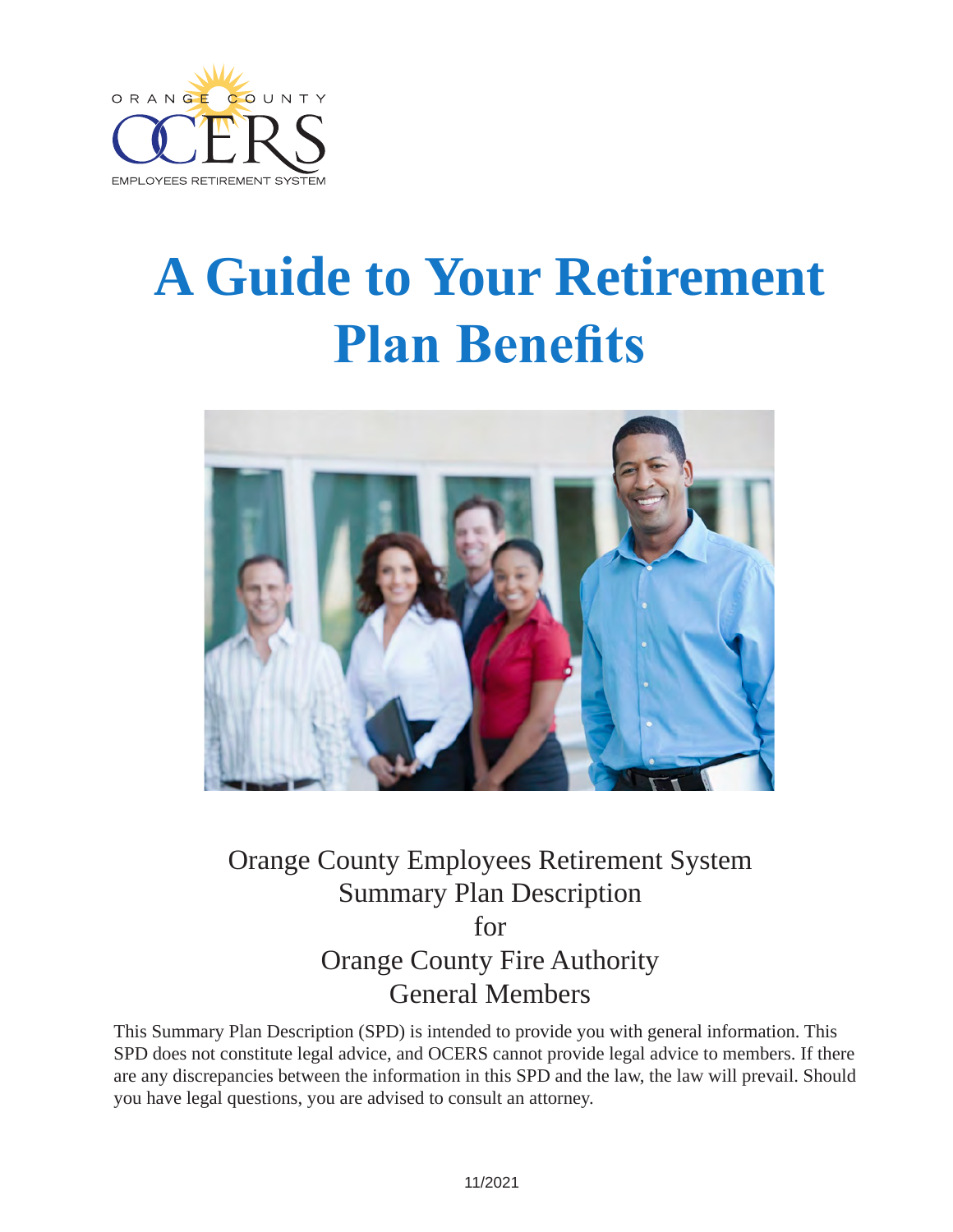ORANGE COUNTY

OCERS

EMPLOYEES RETIREMENT SYSTEM

# A Guide to Your Retirement Plan Benefits

Orange County Employees Retirement System
Summary Plan Description
for
Orange County Fire Authority
General Members

This Summary Plan Description (SPD) is intended to provide you with general information. This SPD does not constitute legal advice, and OCERS cannot provide legal advice to members. If there are any discrepancies between the information in this SPD and the law, the law will prevail. Should you have legal questions, you are advised to consult an attorney.

11/2021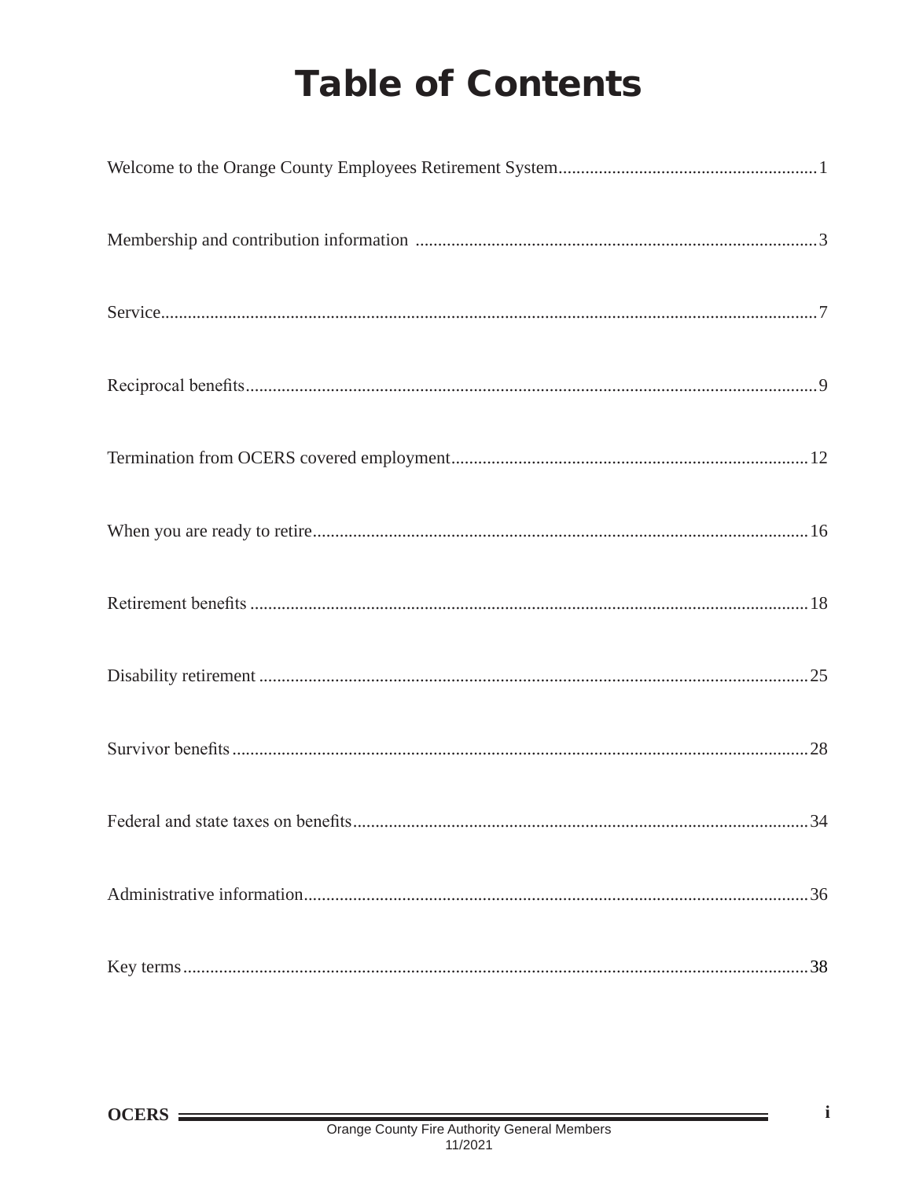# Table of Contents

| Section | Page |
|---|---|
| Welcome to the Orange County Employees Retirement System | 1 |
| Membership and contribution information | 3 |
| Service | 7 |
| Reciprocal benefits | 9 |
| Termination from OCERS covered employment | 12 |
| When you are ready to retire | 16 |
| Retirement benefits | 18 |
| Disability retirement | 25 |
| Survivor benefits | 28 |
| Federal and state taxes on benefits | 34 |
| Administrative information | 36 |
| Key terms | 38 |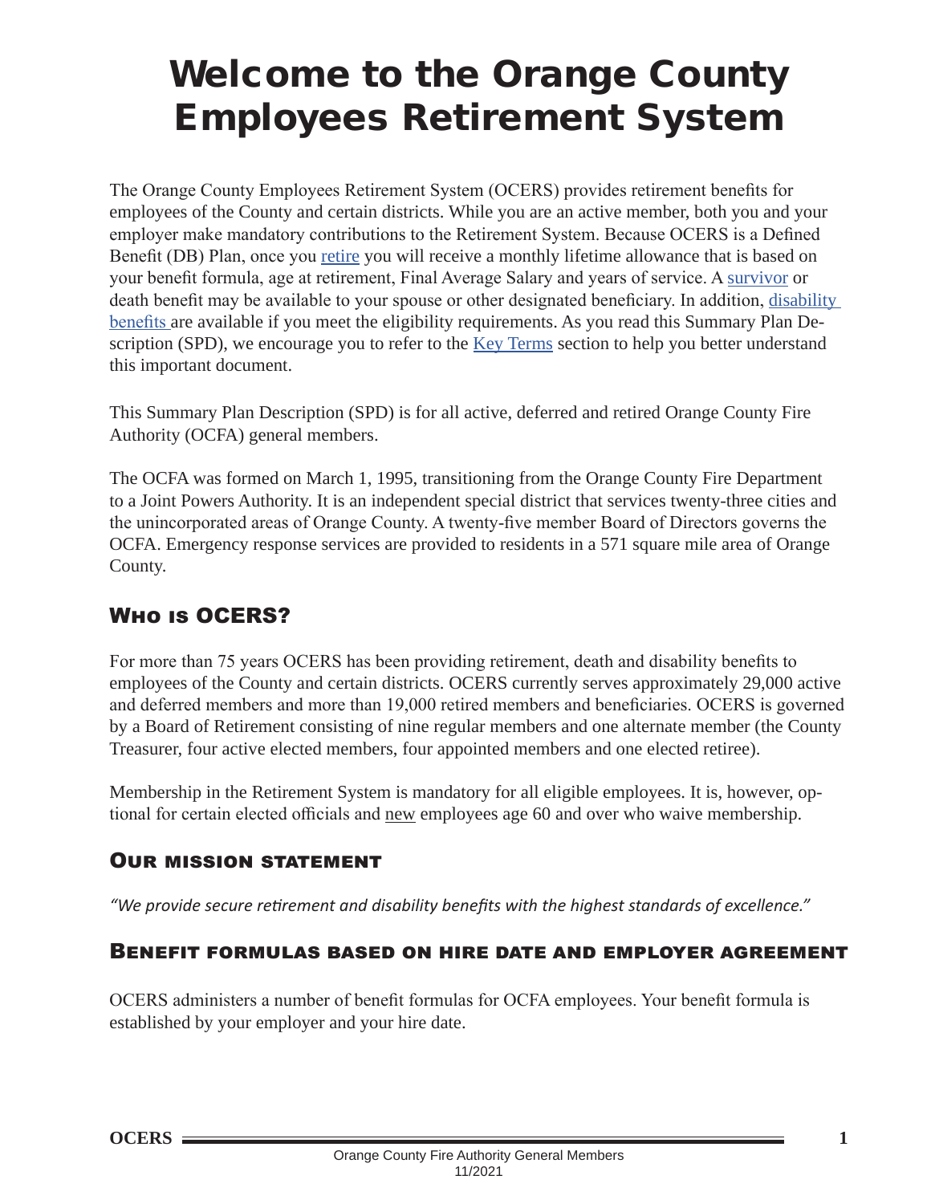# Welcome to the Orange County Employees Retirement System

The Orange County Employees Retirement System (OCERS) provides retirement benefits for employees of the County and certain districts. While you are an active member, both you and your employer make mandatory contributions to the Retirement System. Because OCERS is a Defined Benefit (DB) Plan, once you retire you will receive a monthly lifetime allowance that is based on your benefit formula, age at retirement, Final Average Salary and years of service. A survivor or death benefit may be available to your spouse or other designated beneficiary. In addition, disability benefits are available if you meet the eligibility requirements. As you read this Summary Plan Description (SPD), we encourage you to refer to the Key Terms section to help you better understand this important document.

This Summary Plan Description (SPD) is for all active, deferred and retired Orange County Fire Authority (OCFA) general members.

The OCFA was formed on March 1, 1995, transitioning from the Orange County Fire Department to a Joint Powers Authority. It is an independent special district that services twenty-three cities and the unincorporated areas of Orange County. A twenty-five member Board of Directors governs the OCFA. Emergency response services are provided to residents in a 571 square mile area of Orange County.

## Who is OCERS?

For more than 75 years OCERS has been providing retirement, death and disability benefits to employees of the County and certain districts. OCERS currently serves approximately 29,000 active and deferred members and more than 19,000 retired members and beneficiaries. OCERS is governed by a Board of Retirement consisting of nine regular members and one alternate member (the County Treasurer, four active elected members, four appointed members and one elected retiree).

Membership in the Retirement System is mandatory for all eligible employees. It is, however, optional for certain elected officials and new employees age 60 and over who waive membership.

### Our mission statement

*"We provide secure retirement and disability benefits with the highest standards of excellence."*

### Benefit formulas based on hire date and employer agreement

OCERS administers a number of benefit formulas for OCFA employees. Your benefit formula is established by your employer and your hire date.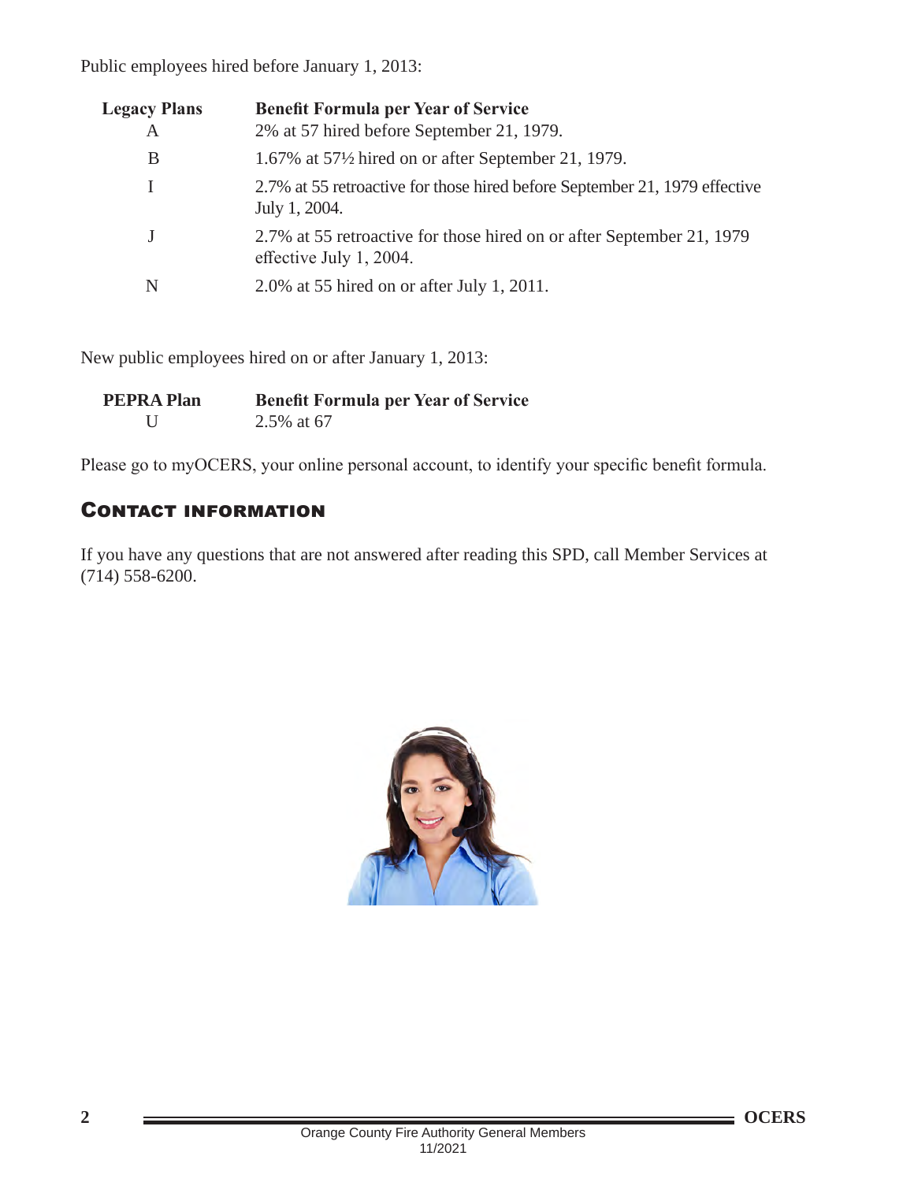Public employees hired before January 1, 2013:

| Legacy Plans | Benefit Formula per Year of Service |
| --- | --- |
| A | 2% at 57 hired before September 21, 1979. |
| B | 1.67% at 57½ hired on or after September 21, 1979. |
| I | 2.7% at 55 retroactive for those hired before September 21, 1979 effective July 1, 2004. |
| J | 2.7% at 55 retroactive for those hired on or after September 21, 1979 effective July 1, 2004. |
| N | 2.0% at 55 hired on or after July 1, 2011. |

New public employees hired on or after January 1, 2013:

| PEPRA Plan | Benefit Formula per Year of Service |
| --- | --- |
| U | 2.5% at 67 |

Please go to myOCERS, your online personal account, to identify your specific benefit formula.

## Contact information

If you have any questions that are not answered after reading this SPD, call Member Services at (714) 558-6200.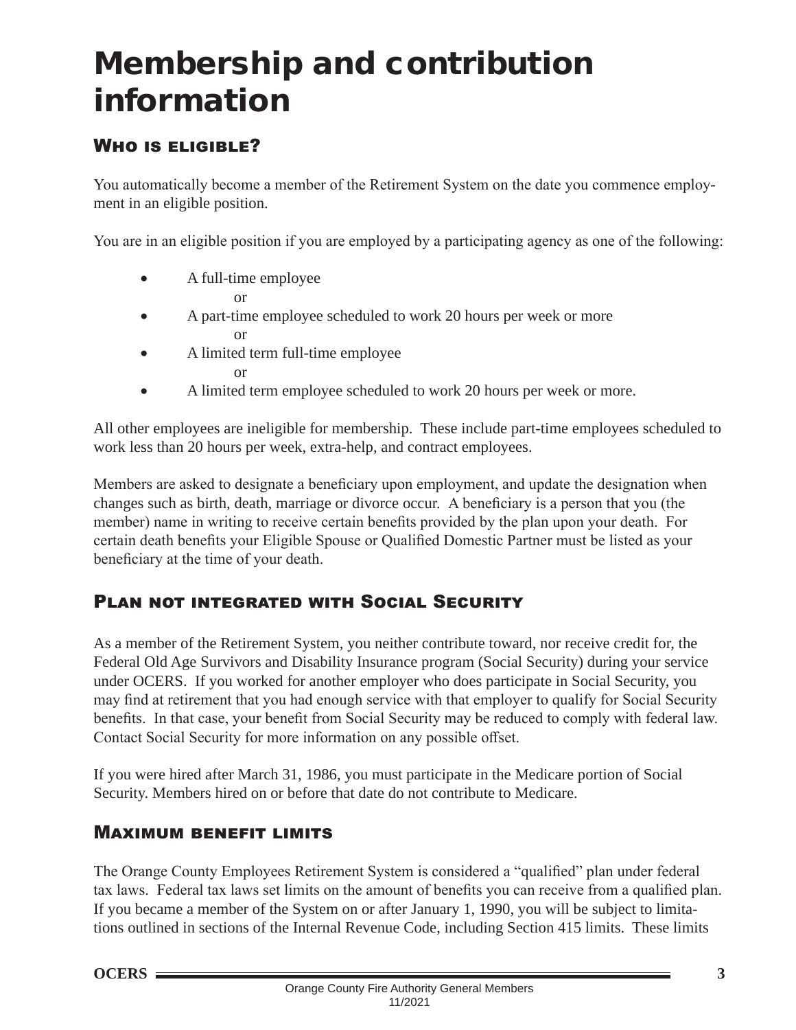# Membership and contribution information

## Who is eligible?

You automatically become a member of the Retirement System on the date you commence employment in an eligible position.

You are in an eligible position if you are employed by a participating agency as one of the following:

- A full-time employee

  or
- A part-time employee scheduled to work 20 hours per week or more

  or
- A limited term full-time employee

  or
- A limited term employee scheduled to work 20 hours per week or more.

All other employees are ineligible for membership. These include part-time employees scheduled to work less than 20 hours per week, extra-help, and contract employees.

Members are asked to designate a beneficiary upon employment, and update the designation when changes such as birth, death, marriage or divorce occur. A beneficiary is a person that you (the member) name in writing to receive certain benefits provided by the plan upon your death. For certain death benefits your Eligible Spouse or Qualified Domestic Partner must be listed as your beneficiary at the time of your death.

## Plan not integrated with Social Security

As a member of the Retirement System, you neither contribute toward, nor receive credit for, the Federal Old Age Survivors and Disability Insurance program (Social Security) during your service under OCERS. If you worked for another employer who does participate in Social Security, you may find at retirement that you had enough service with that employer to qualify for Social Security benefits. In that case, your benefit from Social Security may be reduced to comply with federal law. Contact Social Security for more information on any possible offset.

If you were hired after March 31, 1986, you must participate in the Medicare portion of Social Security. Members hired on or before that date do not contribute to Medicare.

## Maximum benefit limits

The Orange County Employees Retirement System is considered a "qualified" plan under federal tax laws. Federal tax laws set limits on the amount of benefits you can receive from a qualified plan. If you became a member of the System on or after January 1, 1990, you will be subject to limitations outlined in sections of the Internal Revenue Code, including Section 415 limits. These limits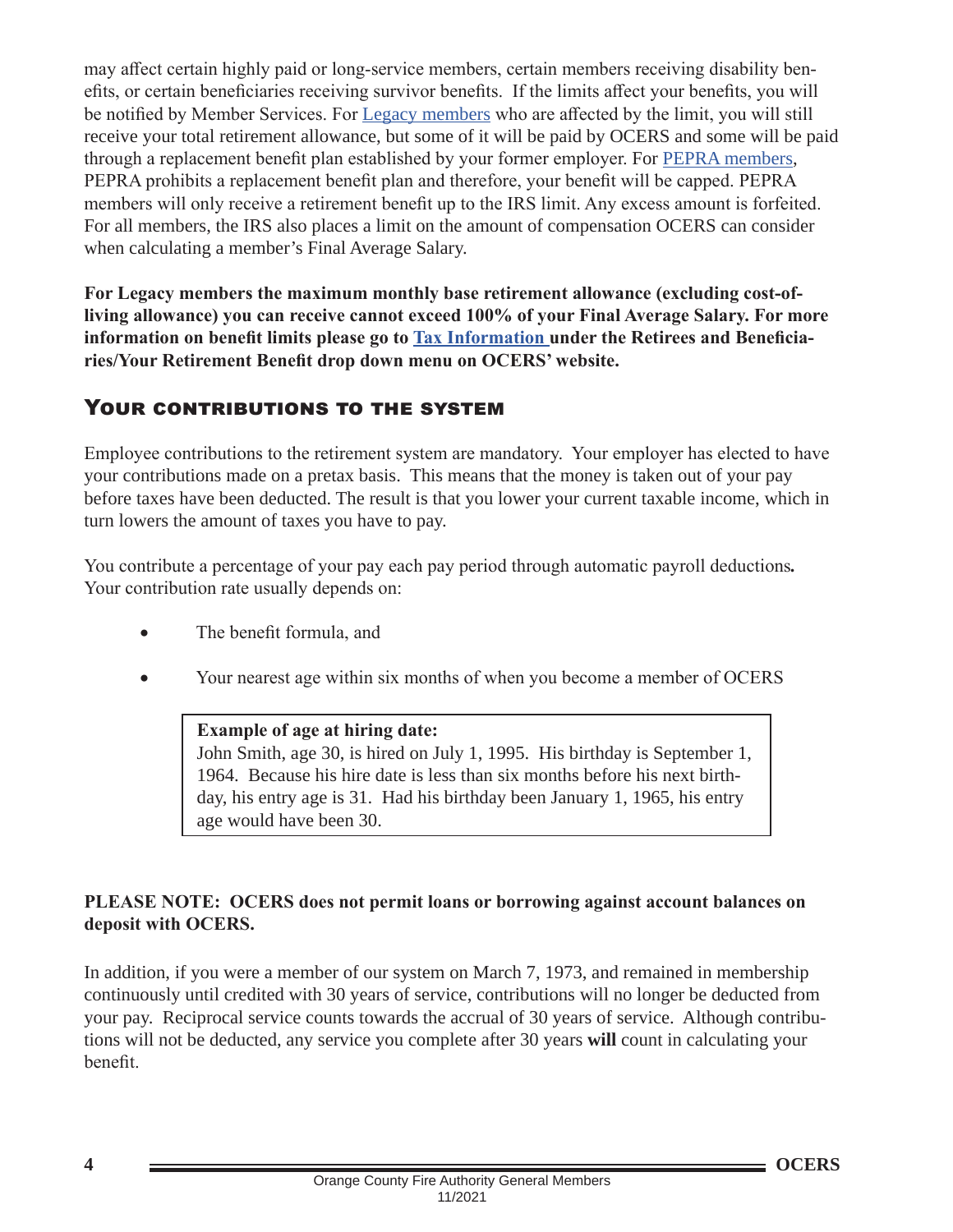may affect certain highly paid or long-service members, certain members receiving disability benefits, or certain beneficiaries receiving survivor benefits. If the limits affect your benefits, you will be notified by Member Services. For Legacy members who are affected by the limit, you will still receive your total retirement allowance, but some of it will be paid by OCERS and some will be paid through a replacement benefit plan established by your former employer. For PEPRA members, PEPRA prohibits a replacement benefit plan and therefore, your benefit will be capped. PEPRA members will only receive a retirement benefit up to the IRS limit. Any excess amount is forfeited. For all members, the IRS also places a limit on the amount of compensation OCERS can consider when calculating a member's Final Average Salary.

**For Legacy members the maximum monthly base retirement allowance (excluding cost-of-living allowance) you can receive cannot exceed 100% of your Final Average Salary. For more information on benefit limits please go to Tax Information under the Retirees and Beneficiaries/Your Retirement Benefit drop down menu on OCERS' website.**

## Your contributions to the system

Employee contributions to the retirement system are mandatory. Your employer has elected to have your contributions made on a pretax basis. This means that the money is taken out of your pay before taxes have been deducted. The result is that you lower your current taxable income, which in turn lowers the amount of taxes you have to pay.

You contribute a percentage of your pay each pay period through automatic payroll deductions**.** Your contribution rate usually depends on:

- The benefit formula, and
- Your nearest age within six months of when you become a member of OCERS

> **Example of age at hiring date:**
> John Smith, age 30, is hired on July 1, 1995. His birthday is September 1, 1964. Because his hire date is less than six months before his next birthday, his entry age is 31. Had his birthday been January 1, 1965, his entry age would have been 30.

**PLEASE NOTE: OCERS does not permit loans or borrowing against account balances on deposit with OCERS.**

In addition, if you were a member of our system on March 7, 1973, and remained in membership continuously until credited with 30 years of service, contributions will no longer be deducted from your pay. Reciprocal service counts towards the accrual of 30 years of service. Although contributions will not be deducted, any service you complete after 30 years **will** count in calculating your benefit.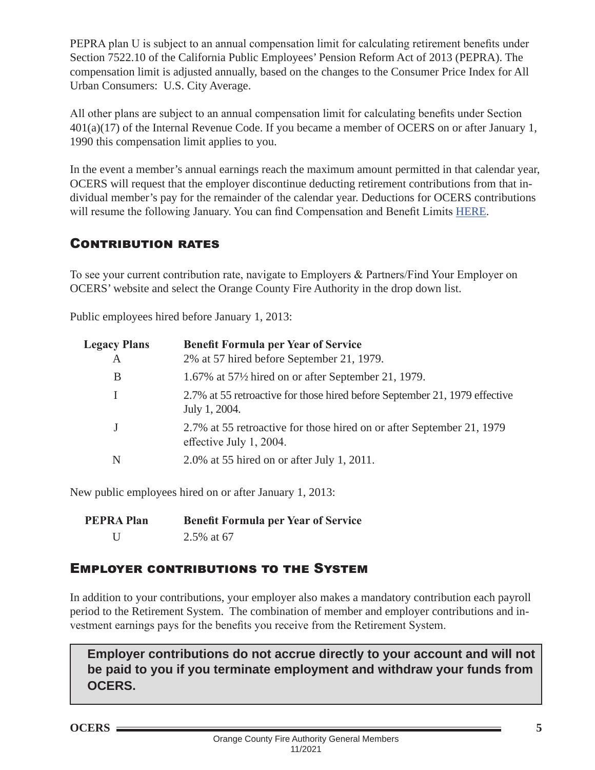PEPRA plan U is subject to an annual compensation limit for calculating retirement benefits under Section 7522.10 of the California Public Employees' Pension Reform Act of 2013 (PEPRA). The compensation limit is adjusted annually, based on the changes to the Consumer Price Index for All Urban Consumers: U.S. City Average.

All other plans are subject to an annual compensation limit for calculating benefits under Section 401(a)(17) of the Internal Revenue Code. If you became a member of OCERS on or after January 1, 1990 this compensation limit applies to you.

In the event a member's annual earnings reach the maximum amount permitted in that calendar year, OCERS will request that the employer discontinue deducting retirement contributions from that individual member's pay for the remainder of the calendar year. Deductions for OCERS contributions will resume the following January. You can find Compensation and Benefit Limits HERE.

## Contribution rates

To see your current contribution rate, navigate to Employers & Partners/Find Your Employer on OCERS' website and select the Orange County Fire Authority in the drop down list.

Public employees hired before January 1, 2013:

| Legacy Plans | Benefit Formula per Year of Service |
|---|---|
| A | 2% at 57 hired before September 21, 1979. |
| B | 1.67% at 57½ hired on or after September 21, 1979. |
| I | 2.7% at 55 retroactive for those hired before September 21, 1979 effective July 1, 2004. |
| J | 2.7% at 55 retroactive for those hired on or after September 21, 1979 effective July 1, 2004. |
| N | 2.0% at 55 hired on or after July 1, 2011. |

New public employees hired on or after January 1, 2013:

| PEPRA Plan | Benefit Formula per Year of Service |
|---|---|
| U | 2.5% at 67 |

## Employer contributions to the System

In addition to your contributions, your employer also makes a mandatory contribution each payroll period to the Retirement System. The combination of member and employer contributions and investment earnings pays for the benefits you receive from the Retirement System.

**Employer contributions do not accrue directly to your account and will not be paid to you if you terminate employment and withdraw your funds from OCERS.**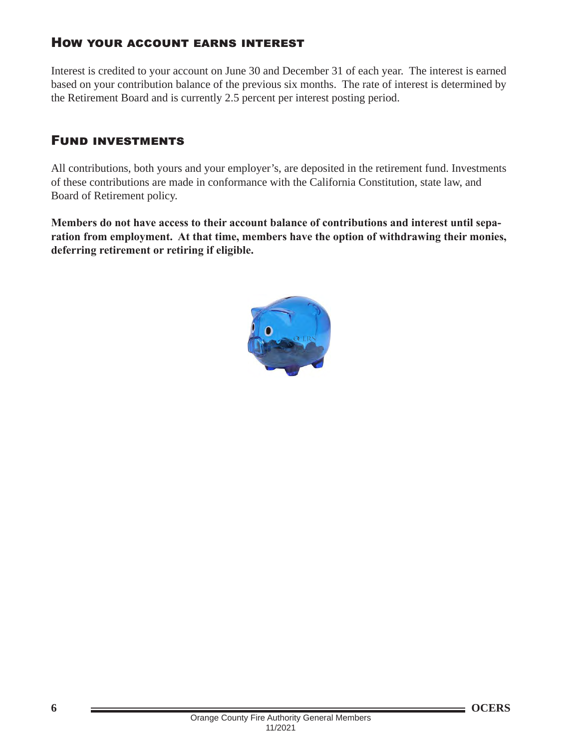## How your account earns interest

Interest is credited to your account on June 30 and December 31 of each year. The interest is earned based on your contribution balance of the previous six months. The rate of interest is determined by the Retirement Board and is currently 2.5 percent per interest posting period.

## Fund investments

All contributions, both yours and your employer's, are deposited in the retirement fund. Investments of these contributions are made in conformance with the California Constitution, state law, and Board of Retirement policy.

**Members do not have access to their account balance of contributions and interest until separation from employment. At that time, members have the option of withdrawing their monies, deferring retirement or retiring if eligible.**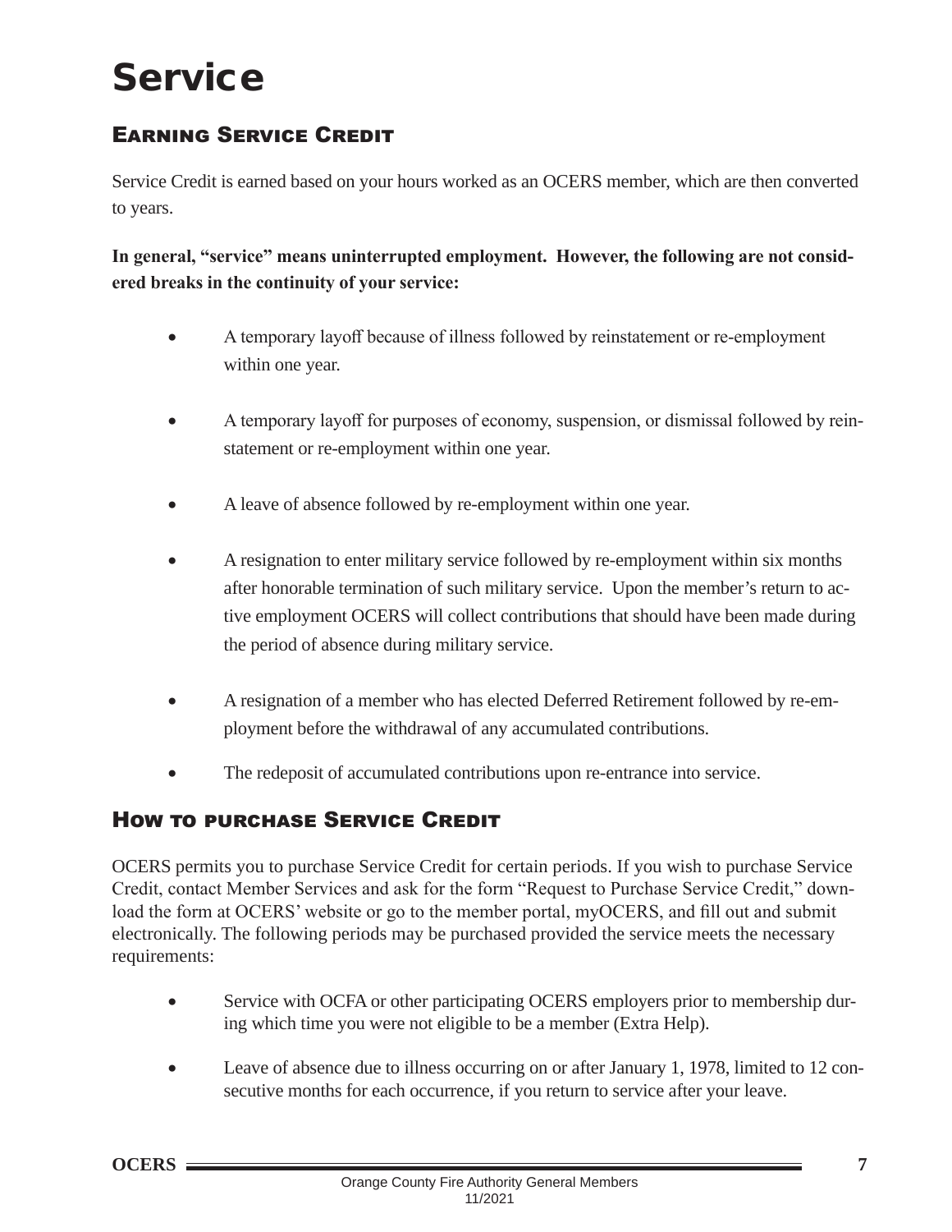# Service

## Earning Service Credit

Service Credit is earned based on your hours worked as an OCERS member, which are then converted to years.

**In general, "service" means uninterrupted employment. However, the following are not considered breaks in the continuity of your service:**

- A temporary layoff because of illness followed by reinstatement or re-employment within one year.
- A temporary layoff for purposes of economy, suspension, or dismissal followed by reinstatement or re-employment within one year.
- A leave of absence followed by re-employment within one year.
- A resignation to enter military service followed by re-employment within six months after honorable termination of such military service. Upon the member's return to active employment OCERS will collect contributions that should have been made during the period of absence during military service.
- A resignation of a member who has elected Deferred Retirement followed by re-employment before the withdrawal of any accumulated contributions.
- The redeposit of accumulated contributions upon re-entrance into service.

## How to purchase Service Credit

OCERS permits you to purchase Service Credit for certain periods. If you wish to purchase Service Credit, contact Member Services and ask for the form "Request to Purchase Service Credit," download the form at OCERS' website or go to the member portal, myOCERS, and fill out and submit electronically. The following periods may be purchased provided the service meets the necessary requirements:

- Service with OCFA or other participating OCERS employers prior to membership during which time you were not eligible to be a member (Extra Help).
- Leave of absence due to illness occurring on or after January 1, 1978, limited to 12 consecutive months for each occurrence, if you return to service after your leave.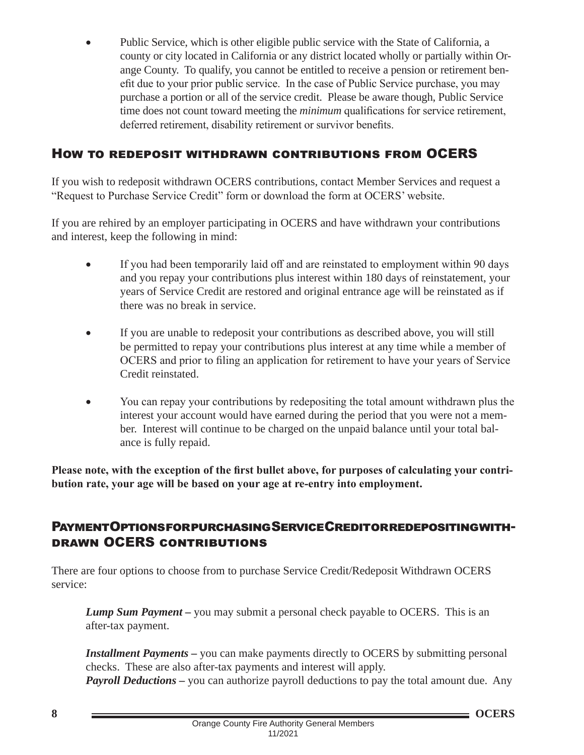- Public Service, which is other eligible public service with the State of California, a county or city located in California or any district located wholly or partially within Orange County. To qualify, you cannot be entitled to receive a pension or retirement benefit due to your prior public service. In the case of Public Service purchase, you may purchase a portion or all of the service credit. Please be aware though, Public Service time does not count toward meeting the *minimum* qualifications for service retirement, deferred retirement, disability retirement or survivor benefits.

## How to redeposit withdrawn contributions from OCERS

If you wish to redeposit withdrawn OCERS contributions, contact Member Services and request a "Request to Purchase Service Credit" form or download the form at OCERS' website.

If you are rehired by an employer participating in OCERS and have withdrawn your contributions and interest, keep the following in mind:

- If you had been temporarily laid off and are reinstated to employment within 90 days and you repay your contributions plus interest within 180 days of reinstatement, your years of Service Credit are restored and original entrance age will be reinstated as if there was no break in service.

- If you are unable to redeposit your contributions as described above, you will still be permitted to repay your contributions plus interest at any time while a member of OCERS and prior to filing an application for retirement to have your years of Service Credit reinstated.

- You can repay your contributions by redepositing the total amount withdrawn plus the interest your account would have earned during the period that you were not a member. Interest will continue to be charged on the unpaid balance until your total balance is fully repaid.

**Please note, with the exception of the first bullet above, for purposes of calculating your contribution rate, your age will be based on your age at re-entry into employment.**

## Payment Options for purchasing Service Credit or redepositing withdrawn OCERS contributions

There are four options to choose from to purchase Service Credit/Redeposit Withdrawn OCERS service:

***Lump Sum Payment*** – you may submit a personal check payable to OCERS. This is an after-tax payment.

***Installment Payments*** – you can make payments directly to OCERS by submitting personal checks. These are also after-tax payments and interest will apply.
***Payroll Deductions*** – you can authorize payroll deductions to pay the total amount due. Any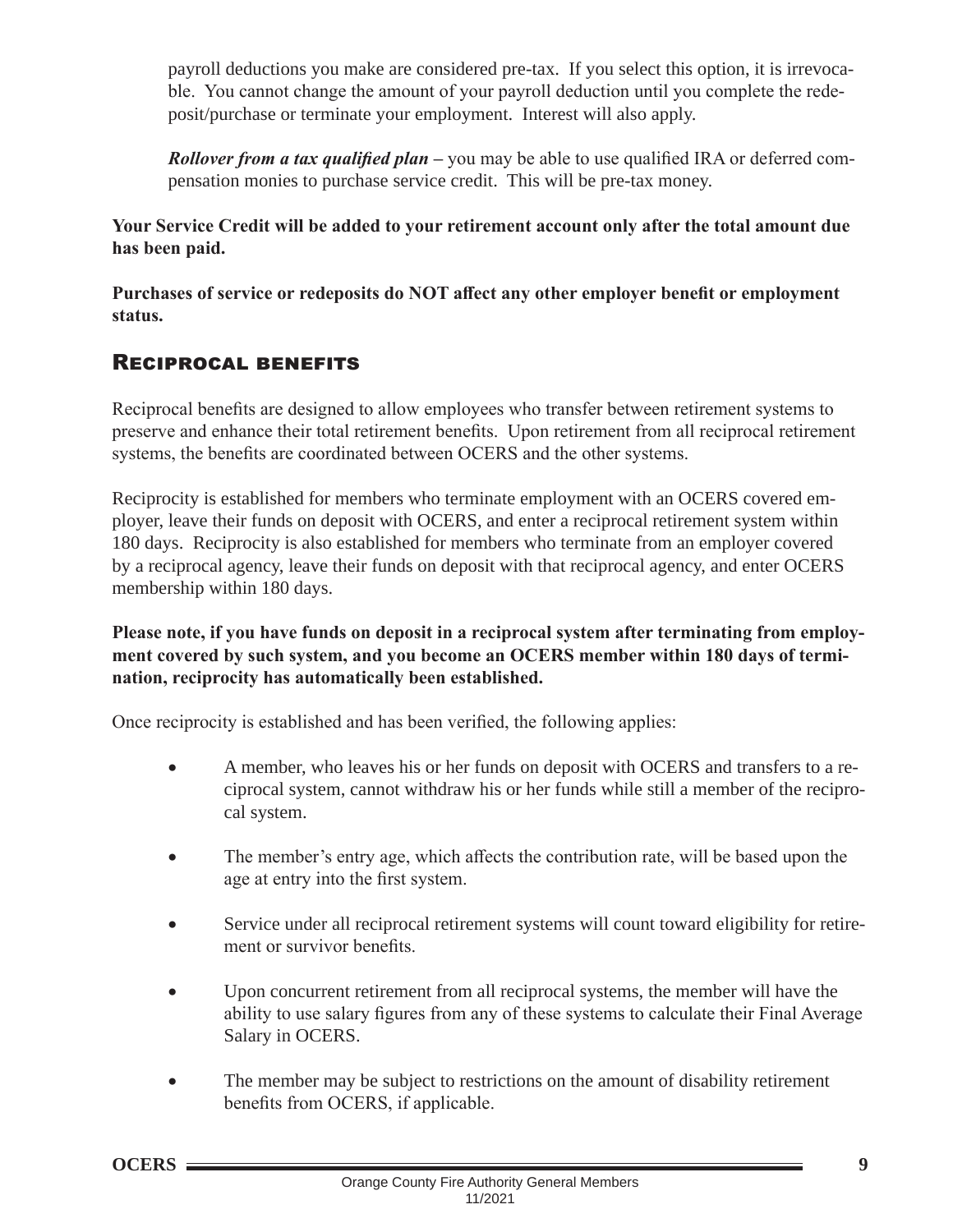payroll deductions you make are considered pre-tax. If you select this option, it is irrevocable. You cannot change the amount of your payroll deduction until you complete the redeposit/purchase or terminate your employment. Interest will also apply.

***Rollover from a tax qualified plan*** – you may be able to use qualified IRA or deferred compensation monies to purchase service credit. This will be pre-tax money.

**Your Service Credit will be added to your retirement account only after the total amount due has been paid.**

**Purchases of service or redeposits do NOT affect any other employer benefit or employment status.**

## Reciprocal benefits

Reciprocal benefits are designed to allow employees who transfer between retirement systems to preserve and enhance their total retirement benefits. Upon retirement from all reciprocal retirement systems, the benefits are coordinated between OCERS and the other systems.

Reciprocity is established for members who terminate employment with an OCERS covered employer, leave their funds on deposit with OCERS, and enter a reciprocal retirement system within 180 days. Reciprocity is also established for members who terminate from an employer covered by a reciprocal agency, leave their funds on deposit with that reciprocal agency, and enter OCERS membership within 180 days.

**Please note, if you have funds on deposit in a reciprocal system after terminating from employment covered by such system, and you become an OCERS member within 180 days of termination, reciprocity has automatically been established.**

Once reciprocity is established and has been verified, the following applies:

- A member, who leaves his or her funds on deposit with OCERS and transfers to a reciprocal system, cannot withdraw his or her funds while still a member of the reciprocal system.
- The member's entry age, which affects the contribution rate, will be based upon the age at entry into the first system.
- Service under all reciprocal retirement systems will count toward eligibility for retirement or survivor benefits.
- Upon concurrent retirement from all reciprocal systems, the member will have the ability to use salary figures from any of these systems to calculate their Final Average Salary in OCERS.
- The member may be subject to restrictions on the amount of disability retirement benefits from OCERS, if applicable.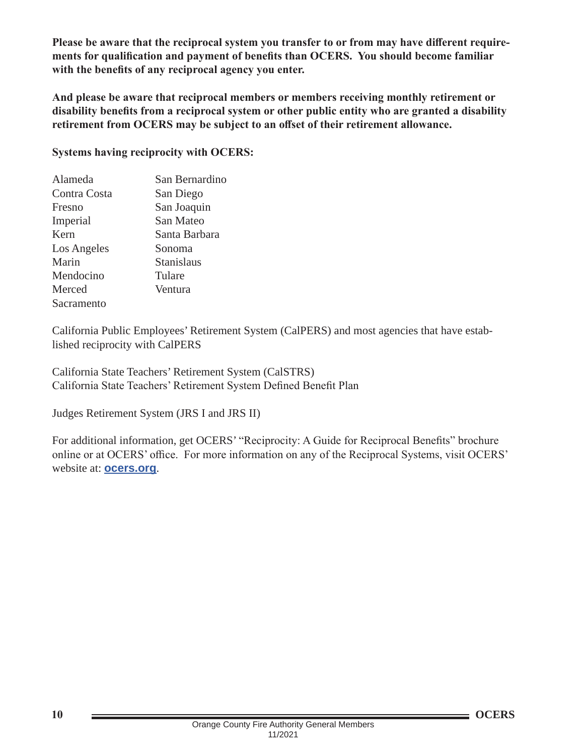**Please be aware that the reciprocal system you transfer to or from may have different requirements for qualification and payment of benefits than OCERS. You should become familiar with the benefits of any reciprocal agency you enter.**

**And please be aware that reciprocal members or members receiving monthly retirement or disability benefits from a reciprocal system or other public entity who are granted a disability retirement from OCERS may be subject to an offset of their retirement allowance.**

**Systems having reciprocity with OCERS:**

- Alameda
- Contra Costa
- Fresno
- Imperial
- Kern
- Los Angeles
- Marin
- Mendocino
- Merced
- Sacramento
- San Bernardino
- San Diego
- San Joaquin
- San Mateo
- Santa Barbara
- Sonoma
- Stanislaus
- Tulare
- Ventura

California Public Employees' Retirement System (CalPERS) and most agencies that have established reciprocity with CalPERS

California State Teachers' Retirement System (CalSTRS)
California State Teachers' Retirement System Defined Benefit Plan

Judges Retirement System (JRS I and JRS II)

For additional information, get OCERS' "Reciprocity: A Guide for Reciprocal Benefits" brochure online or at OCERS' office. For more information on any of the Reciprocal Systems, visit OCERS' website at: **ocers.org**.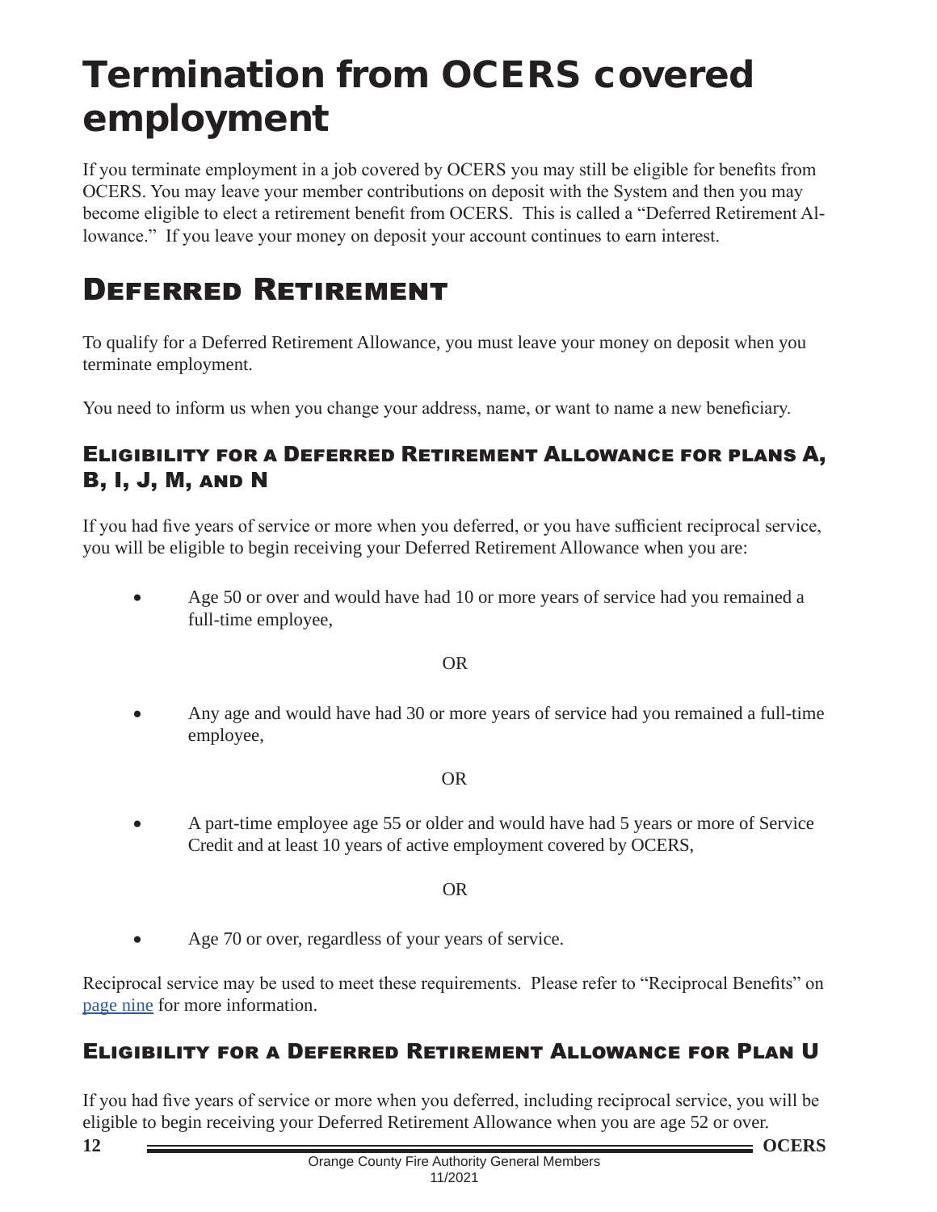# Termination from OCERS covered employment

If you terminate employment in a job covered by OCERS you may still be eligible for benefits from OCERS. You may leave your member contributions on deposit with the System and then you may become eligible to elect a retirement benefit from OCERS. This is called a "Deferred Retirement Allowance." If you leave your money on deposit your account continues to earn interest.

## Deferred Retirement

To qualify for a Deferred Retirement Allowance, you must leave your money on deposit when you terminate employment.

You need to inform us when you change your address, name, or want to name a new beneficiary.

### Eligibility for a Deferred Retirement Allowance for plans A, B, I, J, M, and N

If you had five years of service or more when you deferred, or you have sufficient reciprocal service, you will be eligible to begin receiving your Deferred Retirement Allowance when you are:

- Age 50 or over and would have had 10 or more years of service had you remained a full-time employee,

OR

- Any age and would have had 30 or more years of service had you remained a full-time employee,

OR

- A part-time employee age 55 or older and would have had 5 years or more of Service Credit and at least 10 years of active employment covered by OCERS,

OR

- Age 70 or over, regardless of your years of service.

Reciprocal service may be used to meet these requirements. Please refer to "Reciprocal Benefits" on page nine for more information.

### Eligibility for a Deferred Retirement Allowance for Plan U

If you had five years of service or more when you deferred, including reciprocal service, you will be eligible to begin receiving your Deferred Retirement Allowance when you are age 52 or over.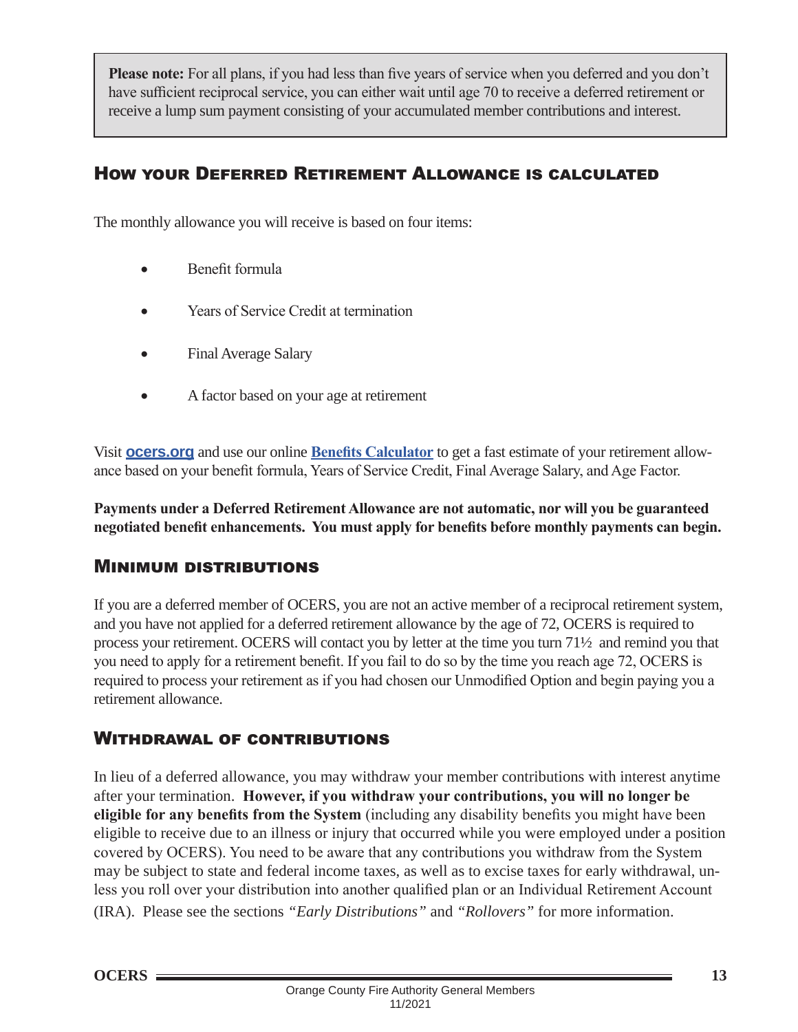**Please note:** For all plans, if you had less than five years of service when you deferred and you don't have sufficient reciprocal service, you can either wait until age 70 to receive a deferred retirement or receive a lump sum payment consisting of your accumulated member contributions and interest.

## How your Deferred Retirement Allowance is calculated

The monthly allowance you will receive is based on four items:

- Benefit formula
- Years of Service Credit at termination
- Final Average Salary
- A factor based on your age at retirement

Visit **ocers.org** and use our online **Benefits Calculator** to get a fast estimate of your retirement allowance based on your benefit formula, Years of Service Credit, Final Average Salary, and Age Factor.

**Payments under a Deferred Retirement Allowance are not automatic, nor will you be guaranteed negotiated benefit enhancements. You must apply for benefits before monthly payments can begin.**

## Minimum distributions

If you are a deferred member of OCERS, you are not an active member of a reciprocal retirement system, and you have not applied for a deferred retirement allowance by the age of 72, OCERS is required to process your retirement. OCERS will contact you by letter at the time you turn 71½ and remind you that you need to apply for a retirement benefit. If you fail to do so by the time you reach age 72, OCERS is required to process your retirement as if you had chosen our Unmodified Option and begin paying you a retirement allowance.

## Withdrawal of contributions

In lieu of a deferred allowance, you may withdraw your member contributions with interest anytime after your termination. **However, if you withdraw your contributions, you will no longer be eligible for any benefits from the System** (including any disability benefits you might have been eligible to receive due to an illness or injury that occurred while you were employed under a position covered by OCERS). You need to be aware that any contributions you withdraw from the System may be subject to state and federal income taxes, as well as to excise taxes for early withdrawal, unless you roll over your distribution into another qualified plan or an Individual Retirement Account (IRA). Please see the sections *"Early Distributions"* and *"Rollovers"* for more information.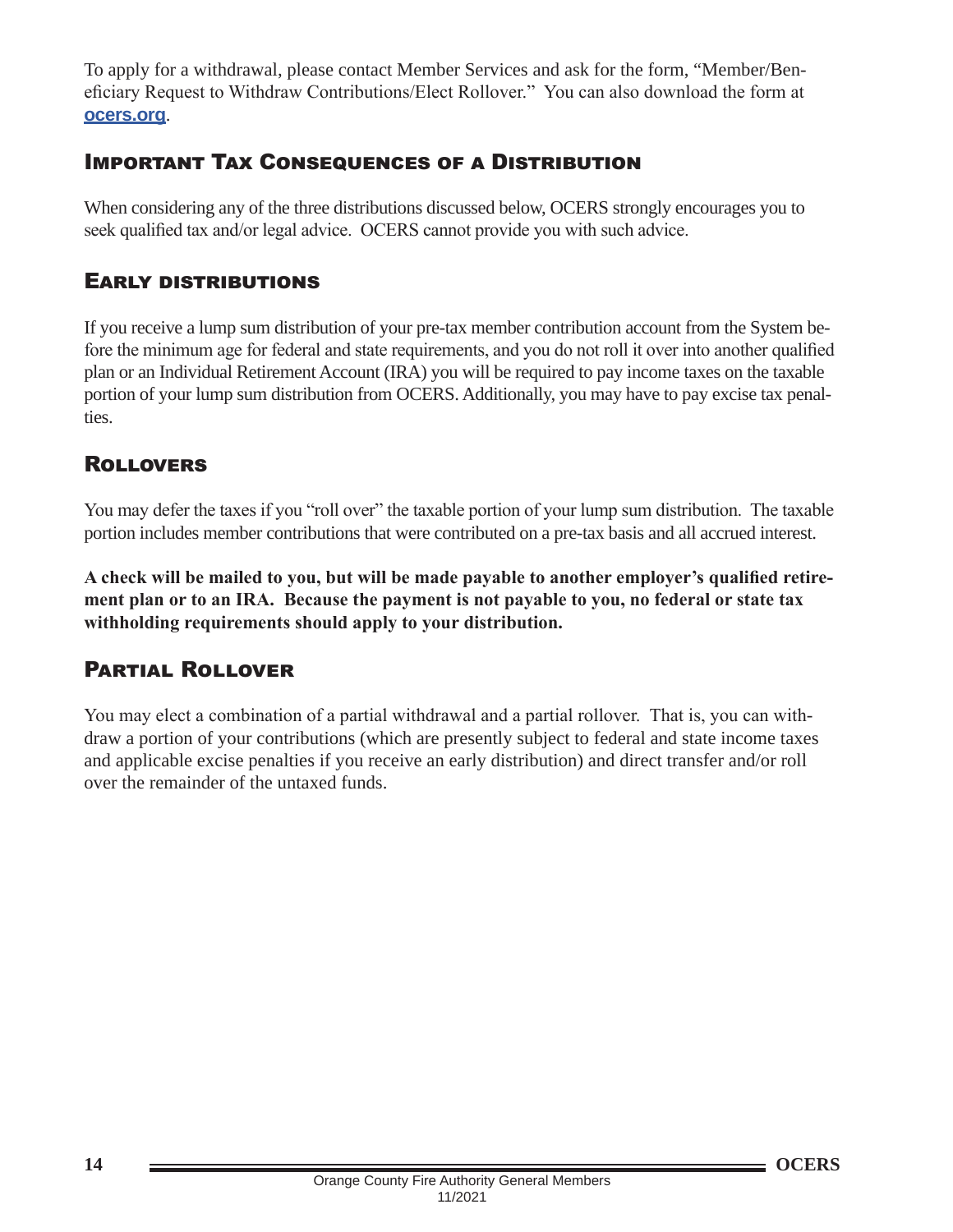To apply for a withdrawal, please contact Member Services and ask for the form, "Member/Beneficiary Request to Withdraw Contributions/Elect Rollover." You can also download the form at **ocers.org**.

## Important Tax Consequences of a Distribution

When considering any of the three distributions discussed below, OCERS strongly encourages you to seek qualified tax and/or legal advice. OCERS cannot provide you with such advice.

## Early distributions

If you receive a lump sum distribution of your pre-tax member contribution account from the System before the minimum age for federal and state requirements, and you do not roll it over into another qualified plan or an Individual Retirement Account (IRA) you will be required to pay income taxes on the taxable portion of your lump sum distribution from OCERS. Additionally, you may have to pay excise tax penalties.

## Rollovers

You may defer the taxes if you "roll over" the taxable portion of your lump sum distribution. The taxable portion includes member contributions that were contributed on a pre-tax basis and all accrued interest.

**A check will be mailed to you, but will be made payable to another employer's qualified retirement plan or to an IRA. Because the payment is not payable to you, no federal or state tax withholding requirements should apply to your distribution.**

## Partial Rollover

You may elect a combination of a partial withdrawal and a partial rollover. That is, you can withdraw a portion of your contributions (which are presently subject to federal and state income taxes and applicable excise penalties if you receive an early distribution) and direct transfer and/or roll over the remainder of the untaxed funds.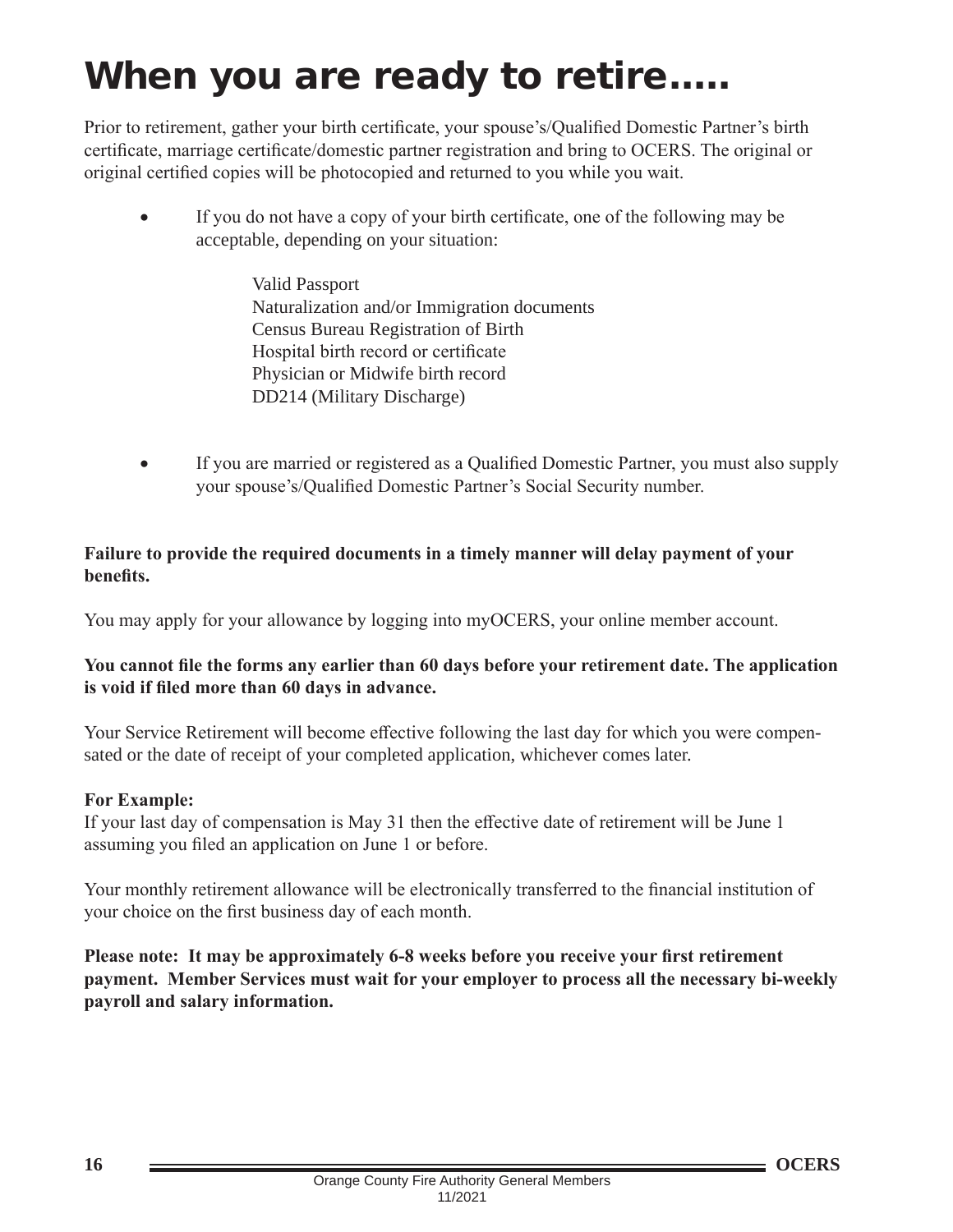# When you are ready to retire.....

Prior to retirement, gather your birth certificate, your spouse's/Qualified Domestic Partner's birth certificate, marriage certificate/domestic partner registration and bring to OCERS. The original or original certified copies will be photocopied and returned to you while you wait.

- If you do not have a copy of your birth certificate, one of the following may be acceptable, depending on your situation:

  Valid Passport
  Naturalization and/or Immigration documents
  Census Bureau Registration of Birth
  Hospital birth record or certificate
  Physician or Midwife birth record
  DD214 (Military Discharge)

- If you are married or registered as a Qualified Domestic Partner, you must also supply your spouse's/Qualified Domestic Partner's Social Security number.

**Failure to provide the required documents in a timely manner will delay payment of your benefits.**

You may apply for your allowance by logging into myOCERS, your online member account.

**You cannot file the forms any earlier than 60 days before your retirement date. The application is void if filed more than 60 days in advance.**

Your Service Retirement will become effective following the last day for which you were compensated or the date of receipt of your completed application, whichever comes later.

**For Example:**
If your last day of compensation is May 31 then the effective date of retirement will be June 1 assuming you filed an application on June 1 or before.

Your monthly retirement allowance will be electronically transferred to the financial institution of your choice on the first business day of each month.

**Please note: It may be approximately 6-8 weeks before you receive your first retirement payment. Member Services must wait for your employer to process all the necessary bi-weekly payroll and salary information.**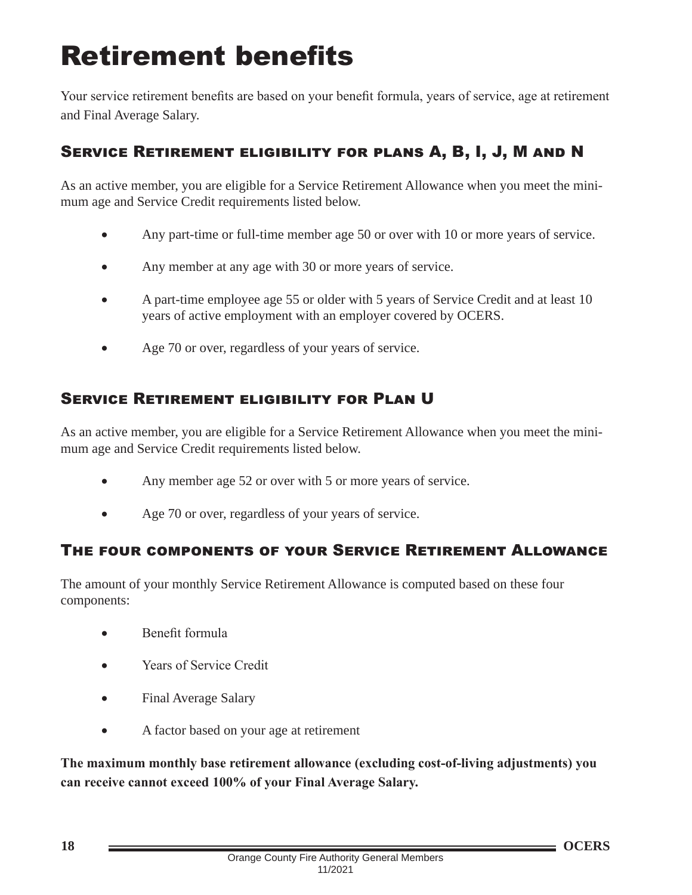# Retirement benefits

Your service retirement benefits are based on your benefit formula, years of service, age at retirement and Final Average Salary.

## Service Retirement eligibility for plans A, B, I, J, M and N

As an active member, you are eligible for a Service Retirement Allowance when you meet the minimum age and Service Credit requirements listed below.

- Any part-time or full-time member age 50 or over with 10 or more years of service.
- Any member at any age with 30 or more years of service.
- A part-time employee age 55 or older with 5 years of Service Credit and at least 10 years of active employment with an employer covered by OCERS.
- Age 70 or over, regardless of your years of service.

## Service Retirement eligibility for Plan U

As an active member, you are eligible for a Service Retirement Allowance when you meet the minimum age and Service Credit requirements listed below.

- Any member age 52 or over with 5 or more years of service.
- Age 70 or over, regardless of your years of service.

## The four components of your Service Retirement Allowance

The amount of your monthly Service Retirement Allowance is computed based on these four components:

- Benefit formula
- Years of Service Credit
- Final Average Salary
- A factor based on your age at retirement

**The maximum monthly base retirement allowance (excluding cost-of-living adjustments) you can receive cannot exceed 100% of your Final Average Salary.**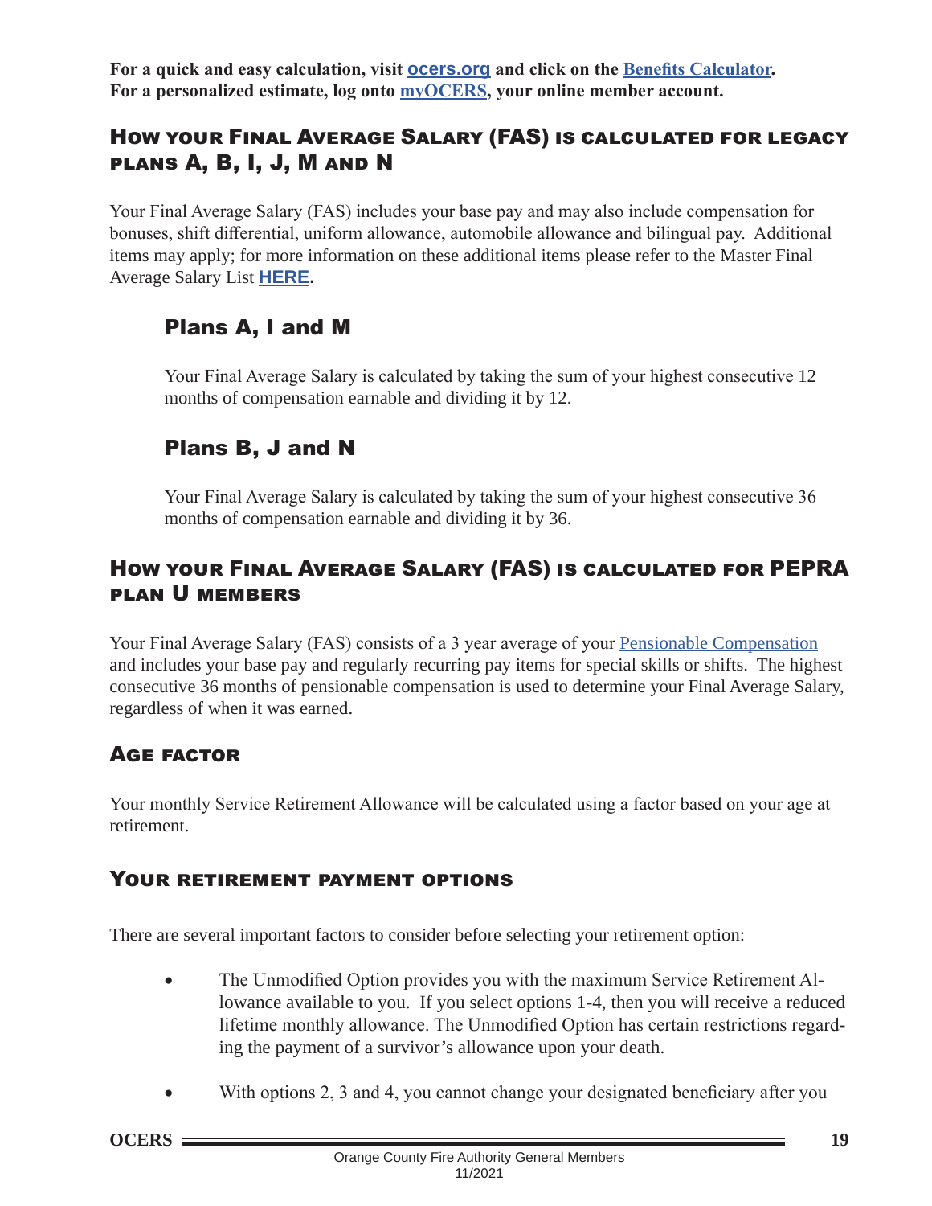**For a quick and easy calculation, visit ocers.org and click on the Benefits Calculator. For a personalized estimate, log onto myOCERS, your online member account.**

## How your Final Average Salary (FAS) is calculated for legacy plans A, B, I, J, M and N

Your Final Average Salary (FAS) includes your base pay and may also include compensation for bonuses, shift differential, uniform allowance, automobile allowance and bilingual pay. Additional items may apply; for more information on these additional items please refer to the Master Final Average Salary List **HERE.**

### Plans A, I and M

Your Final Average Salary is calculated by taking the sum of your highest consecutive 12 months of compensation earnable and dividing it by 12.

### Plans B, J and N

Your Final Average Salary is calculated by taking the sum of your highest consecutive 36 months of compensation earnable and dividing it by 36.

## How your Final Average Salary (FAS) is calculated for PEPRA plan U members

Your Final Average Salary (FAS) consists of a 3 year average of your Pensionable Compensation and includes your base pay and regularly recurring pay items for special skills or shifts. The highest consecutive 36 months of pensionable compensation is used to determine your Final Average Salary, regardless of when it was earned.

## Age factor

Your monthly Service Retirement Allowance will be calculated using a factor based on your age at retirement.

## Your retirement payment options

There are several important factors to consider before selecting your retirement option:

- The Unmodified Option provides you with the maximum Service Retirement Allowance available to you. If you select options 1-4, then you will receive a reduced lifetime monthly allowance. The Unmodified Option has certain restrictions regarding the payment of a survivor's allowance upon your death.
- With options 2, 3 and 4, you cannot change your designated beneficiary after you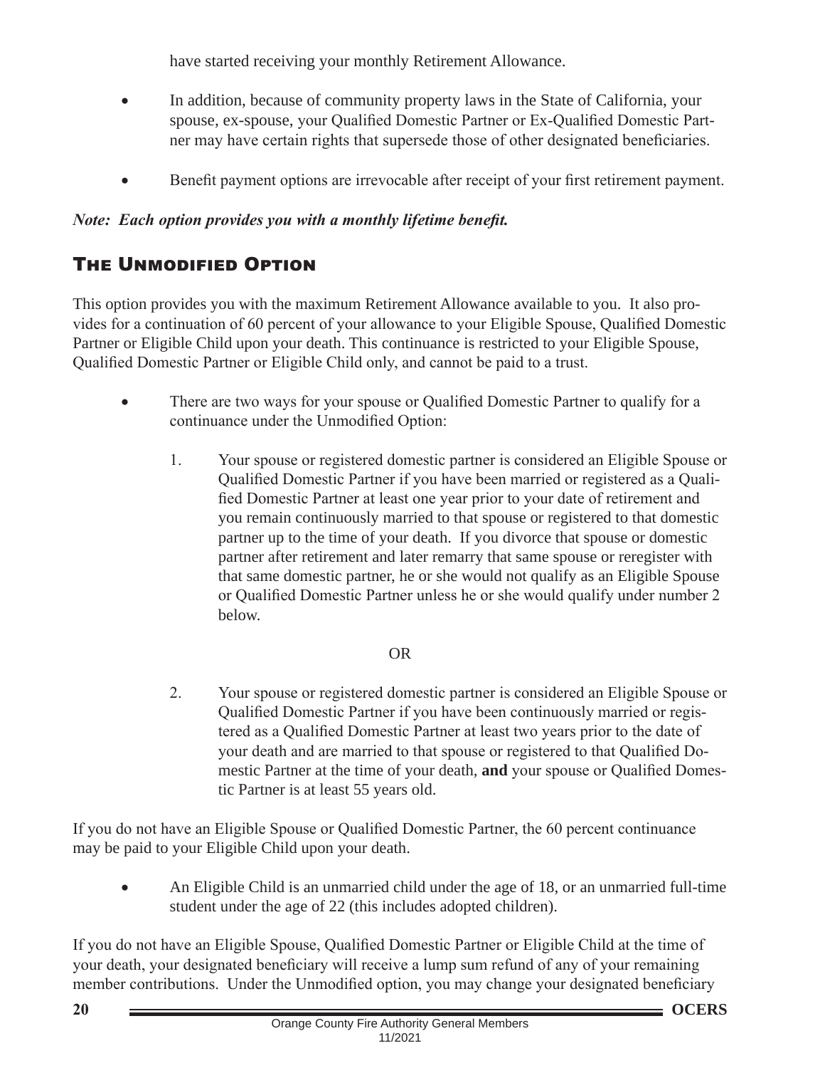have started receiving your monthly Retirement Allowance.

- In addition, because of community property laws in the State of California, your spouse, ex-spouse, your Qualified Domestic Partner or Ex-Qualified Domestic Partner may have certain rights that supersede those of other designated beneficiaries.
- Benefit payment options are irrevocable after receipt of your first retirement payment.

***Note: Each option provides you with a monthly lifetime benefit.***

## The Unmodified Option

This option provides you with the maximum Retirement Allowance available to you. It also provides for a continuation of 60 percent of your allowance to your Eligible Spouse, Qualified Domestic Partner or Eligible Child upon your death. This continuance is restricted to your Eligible Spouse, Qualified Domestic Partner or Eligible Child only, and cannot be paid to a trust.

- There are two ways for your spouse or Qualified Domestic Partner to qualify for a continuance under the Unmodified Option:

  1. Your spouse or registered domestic partner is considered an Eligible Spouse or Qualified Domestic Partner if you have been married or registered as a Qualified Domestic Partner at least one year prior to your date of retirement and you remain continuously married to that spouse or registered to that domestic partner up to the time of your death. If you divorce that spouse or domestic partner after retirement and later remarry that same spouse or reregister with that same domestic partner, he or she would not qualify as an Eligible Spouse or Qualified Domestic Partner unless he or she would qualify under number 2 below.

     OR

  2. Your spouse or registered domestic partner is considered an Eligible Spouse or Qualified Domestic Partner if you have been continuously married or registered as a Qualified Domestic Partner at least two years prior to the date of your death and are married to that spouse or registered to that Qualified Domestic Partner at the time of your death, **and** your spouse or Qualified Domestic Partner is at least 55 years old.

If you do not have an Eligible Spouse or Qualified Domestic Partner, the 60 percent continuance may be paid to your Eligible Child upon your death.

- An Eligible Child is an unmarried child under the age of 18, or an unmarried full-time student under the age of 22 (this includes adopted children).

If you do not have an Eligible Spouse, Qualified Domestic Partner or Eligible Child at the time of your death, your designated beneficiary will receive a lump sum refund of any of your remaining member contributions. Under the Unmodified option, you may change your designated beneficiary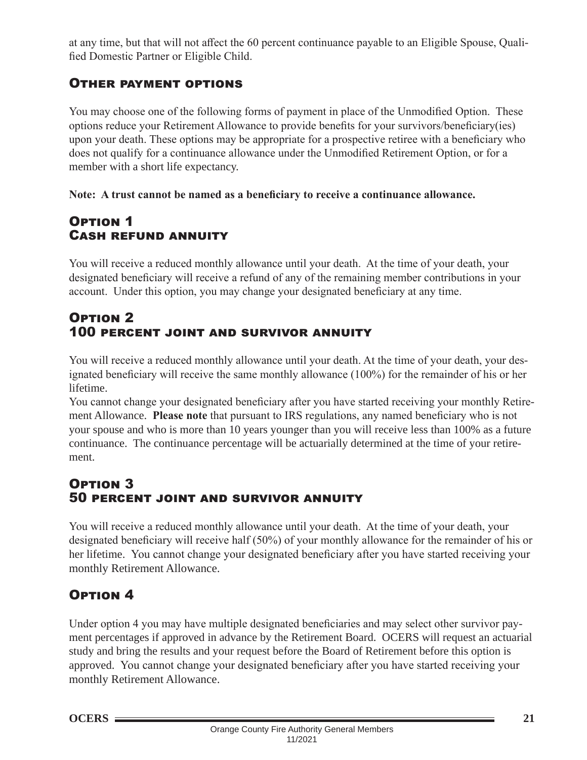at any time, but that will not affect the 60 percent continuance payable to an Eligible Spouse, Qualified Domestic Partner or Eligible Child.

## Other payment options

You may choose one of the following forms of payment in place of the Unmodified Option. These options reduce your Retirement Allowance to provide benefits for your survivors/beneficiary(ies) upon your death. These options may be appropriate for a prospective retiree with a beneficiary who does not qualify for a continuance allowance under the Unmodified Retirement Option, or for a member with a short life expectancy.

**Note: A trust cannot be named as a beneficiary to receive a continuance allowance.**

## Option 1
## Cash refund annuity

You will receive a reduced monthly allowance until your death. At the time of your death, your designated beneficiary will receive a refund of any of the remaining member contributions in your account. Under this option, you may change your designated beneficiary at any time.

## Option 2
## 100 percent joint and survivor annuity

You will receive a reduced monthly allowance until your death. At the time of your death, your designated beneficiary will receive the same monthly allowance (100%) for the remainder of his or her lifetime.

You cannot change your designated beneficiary after you have started receiving your monthly Retirement Allowance. **Please note** that pursuant to IRS regulations, any named beneficiary who is not your spouse and who is more than 10 years younger than you will receive less than 100% as a future continuance. The continuance percentage will be actuarially determined at the time of your retirement.

## Option 3
## 50 percent joint and survivor annuity

You will receive a reduced monthly allowance until your death. At the time of your death, your designated beneficiary will receive half (50%) of your monthly allowance for the remainder of his or her lifetime. You cannot change your designated beneficiary after you have started receiving your monthly Retirement Allowance.

## Option 4

Under option 4 you may have multiple designated beneficiaries and may select other survivor payment percentages if approved in advance by the Retirement Board. OCERS will request an actuarial study and bring the results and your request before the Board of Retirement before this option is approved. You cannot change your designated beneficiary after you have started receiving your monthly Retirement Allowance.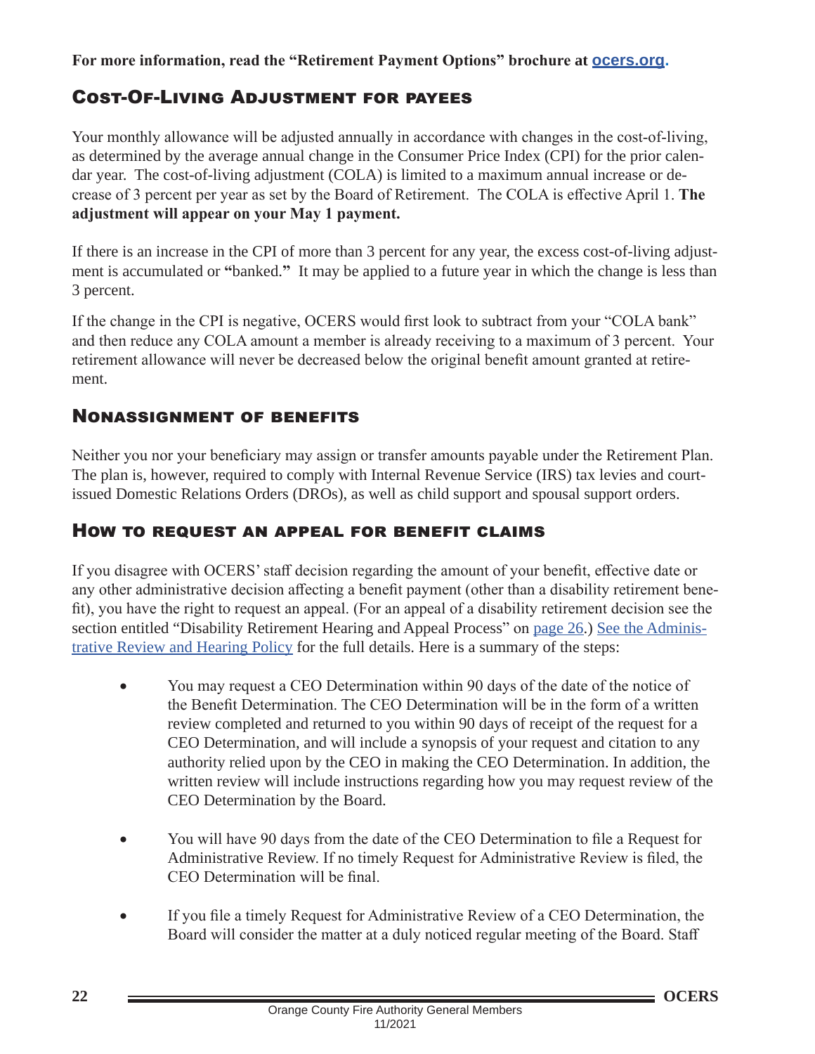**For more information, read the “Retirement Payment Options” brochure at [ocers.org](ocers.org).**

## Cost-Of-Living Adjustment for payees

Your monthly allowance will be adjusted annually in accordance with changes in the cost-of-living, as determined by the average annual change in the Consumer Price Index (CPI) for the prior calendar year. The cost-of-living adjustment (COLA) is limited to a maximum annual increase or decrease of 3 percent per year as set by the Board of Retirement. The COLA is effective April 1. **The adjustment will appear on your May 1 payment.**

If there is an increase in the CPI of more than 3 percent for any year, the excess cost-of-living adjustment is accumulated or **“**banked.**”** It may be applied to a future year in which the change is less than 3 percent.

If the change in the CPI is negative, OCERS would first look to subtract from your “COLA bank” and then reduce any COLA amount a member is already receiving to a maximum of 3 percent. Your retirement allowance will never be decreased below the original benefit amount granted at retirement.

## Nonassignment of benefits

Neither you nor your beneficiary may assign or transfer amounts payable under the Retirement Plan. The plan is, however, required to comply with Internal Revenue Service (IRS) tax levies and court-issued Domestic Relations Orders (DROs), as well as child support and spousal support orders.

## How to request an appeal for benefit claims

If you disagree with OCERS’ staff decision regarding the amount of your benefit, effective date or any other administrative decision affecting a benefit payment (other than a disability retirement benefit), you have the right to request an appeal. (For an appeal of a disability retirement decision see the section entitled “Disability Retirement Hearing and Appeal Process” on page 26.) See the Administrative Review and Hearing Policy for the full details. Here is a summary of the steps:

- You may request a CEO Determination within 90 days of the date of the notice of the Benefit Determination. The CEO Determination will be in the form of a written review completed and returned to you within 90 days of receipt of the request for a CEO Determination, and will include a synopsis of your request and citation to any authority relied upon by the CEO in making the CEO Determination. In addition, the written review will include instructions regarding how you may request review of the CEO Determination by the Board.

- You will have 90 days from the date of the CEO Determination to file a Request for Administrative Review. If no timely Request for Administrative Review is filed, the CEO Determination will be final.

- If you file a timely Request for Administrative Review of a CEO Determination, the Board will consider the matter at a duly noticed regular meeting of the Board. Staff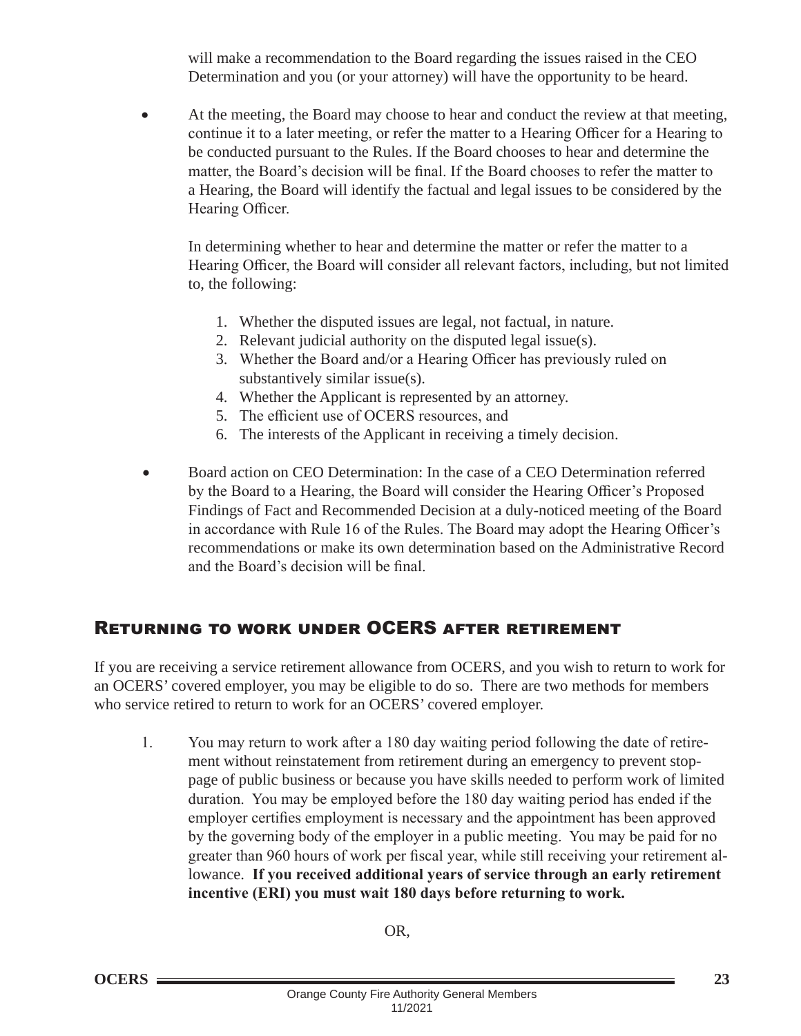will make a recommendation to the Board regarding the issues raised in the CEO Determination and you (or your attorney) will have the opportunity to be heard.

- At the meeting, the Board may choose to hear and conduct the review at that meeting, continue it to a later meeting, or refer the matter to a Hearing Officer for a Hearing to be conducted pursuant to the Rules. If the Board chooses to hear and determine the matter, the Board's decision will be final. If the Board chooses to refer the matter to a Hearing, the Board will identify the factual and legal issues to be considered by the Hearing Officer.

  In determining whether to hear and determine the matter or refer the matter to a Hearing Officer, the Board will consider all relevant factors, including, but not limited to, the following:

  1. Whether the disputed issues are legal, not factual, in nature.
  2. Relevant judicial authority on the disputed legal issue(s).
  3. Whether the Board and/or a Hearing Officer has previously ruled on substantively similar issue(s).
  4. Whether the Applicant is represented by an attorney.
  5. The efficient use of OCERS resources, and
  6. The interests of the Applicant in receiving a timely decision.

- Board action on CEO Determination: In the case of a CEO Determination referred by the Board to a Hearing, the Board will consider the Hearing Officer's Proposed Findings of Fact and Recommended Decision at a duly-noticed meeting of the Board in accordance with Rule 16 of the Rules. The Board may adopt the Hearing Officer's recommendations or make its own determination based on the Administrative Record and the Board's decision will be final.

## Returning to work under OCERS after retirement

If you are receiving a service retirement allowance from OCERS, and you wish to return to work for an OCERS' covered employer, you may be eligible to do so. There are two methods for members who service retired to return to work for an OCERS' covered employer.

1. You may return to work after a 180 day waiting period following the date of retirement without reinstatement from retirement during an emergency to prevent stoppage of public business or because you have skills needed to perform work of limited duration. You may be employed before the 180 day waiting period has ended if the employer certifies employment is necessary and the appointment has been approved by the governing body of the employer in a public meeting. You may be paid for no greater than 960 hours of work per fiscal year, while still receiving your retirement allowance. **If you received additional years of service through an early retirement incentive (ERI) you must wait 180 days before returning to work.**

OR,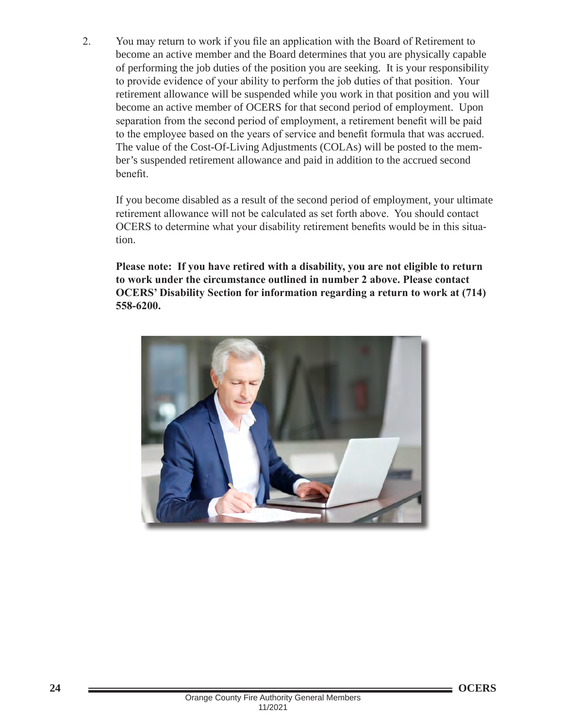2. You may return to work if you file an application with the Board of Retirement to become an active member and the Board determines that you are physically capable of performing the job duties of the position you are seeking. It is your responsibility to provide evidence of your ability to perform the job duties of that position. Your retirement allowance will be suspended while you work in that position and you will become an active member of OCERS for that second period of employment. Upon separation from the second period of employment, a retirement benefit will be paid to the employee based on the years of service and benefit formula that was accrued. The value of the Cost-Of-Living Adjustments (COLAs) will be posted to the member's suspended retirement allowance and paid in addition to the accrued second benefit.

   If you become disabled as a result of the second period of employment, your ultimate retirement allowance will not be calculated as set forth above. You should contact OCERS to determine what your disability retirement benefits would be in this situation.

   **Please note: If you have retired with a disability, you are not eligible to return to work under the circumstance outlined in number 2 above. Please contact OCERS' Disability Section for information regarding a return to work at (714) 558-6200.**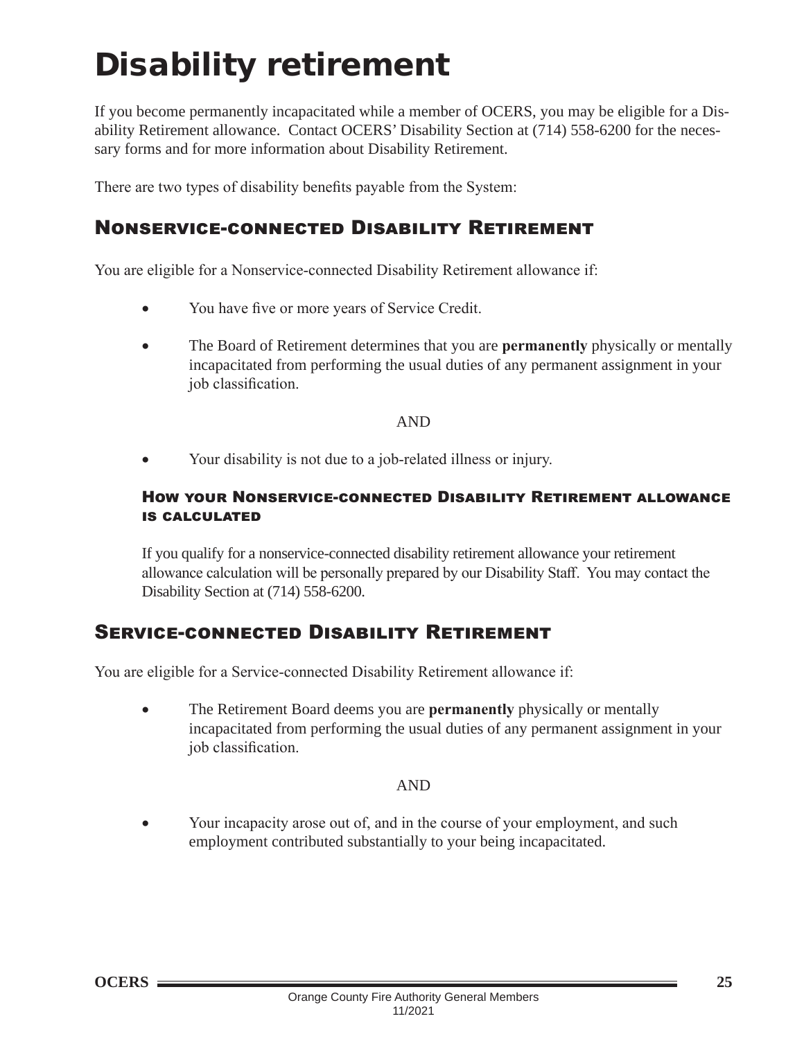# Disability retirement

If you become permanently incapacitated while a member of OCERS, you may be eligible for a Disability Retirement allowance. Contact OCERS' Disability Section at (714) 558-6200 for the necessary forms and for more information about Disability Retirement.

There are two types of disability benefits payable from the System:

## Nonservice-connected Disability Retirement

You are eligible for a Nonservice-connected Disability Retirement allowance if:

- You have five or more years of Service Credit.
- The Board of Retirement determines that you are **permanently** physically or mentally incapacitated from performing the usual duties of any permanent assignment in your job classification.

AND

- Your disability is not due to a job-related illness or injury.

### How your Nonservice-connected Disability Retirement allowance is calculated

If you qualify for a nonservice-connected disability retirement allowance your retirement allowance calculation will be personally prepared by our Disability Staff. You may contact the Disability Section at (714) 558-6200.

## Service-connected Disability Retirement

You are eligible for a Service-connected Disability Retirement allowance if:

- The Retirement Board deems you are **permanently** physically or mentally incapacitated from performing the usual duties of any permanent assignment in your job classification.

AND

- Your incapacity arose out of, and in the course of your employment, and such employment contributed substantially to your being incapacitated.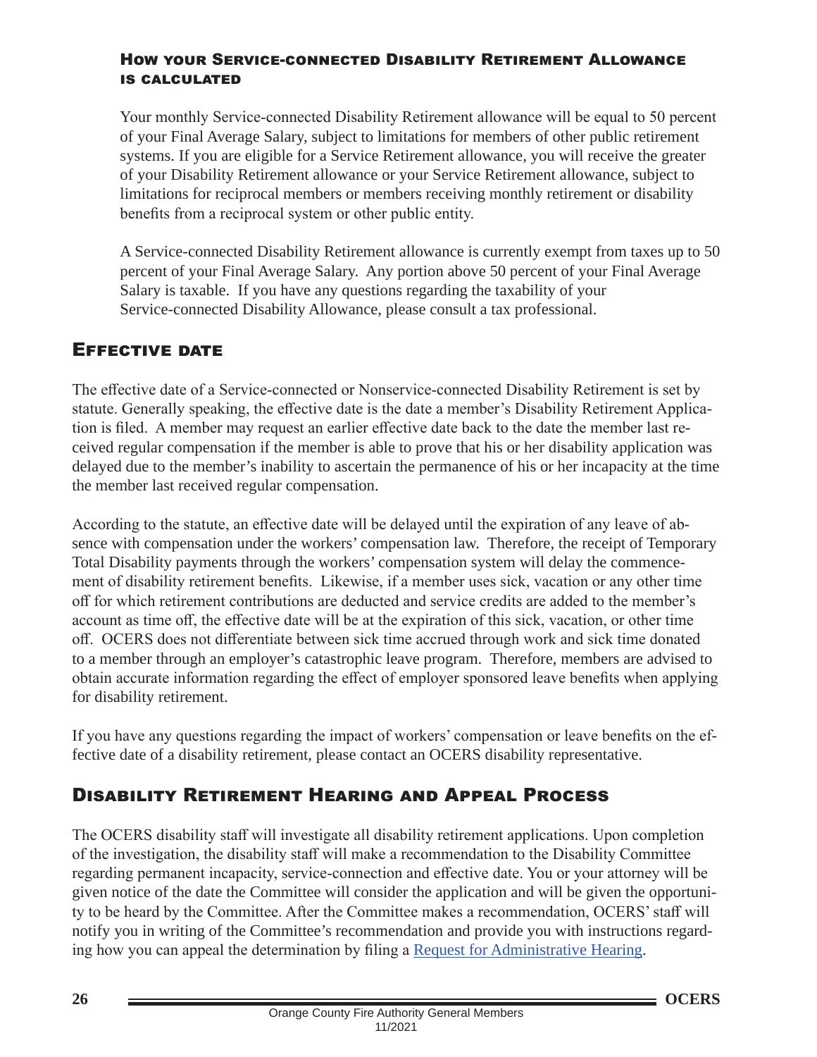### How your Service-connected Disability Retirement Allowance is calculated

Your monthly Service-connected Disability Retirement allowance will be equal to 50 percent of your Final Average Salary, subject to limitations for members of other public retirement systems. If you are eligible for a Service Retirement allowance, you will receive the greater of your Disability Retirement allowance or your Service Retirement allowance, subject to limitations for reciprocal members or members receiving monthly retirement or disability benefits from a reciprocal system or other public entity.

A Service-connected Disability Retirement allowance is currently exempt from taxes up to 50 percent of your Final Average Salary. Any portion above 50 percent of your Final Average Salary is taxable. If you have any questions regarding the taxability of your Service-connected Disability Allowance, please consult a tax professional.

## Effective date

The effective date of a Service-connected or Nonservice-connected Disability Retirement is set by statute. Generally speaking, the effective date is the date a member's Disability Retirement Application is filed. A member may request an earlier effective date back to the date the member last received regular compensation if the member is able to prove that his or her disability application was delayed due to the member's inability to ascertain the permanence of his or her incapacity at the time the member last received regular compensation.

According to the statute, an effective date will be delayed until the expiration of any leave of absence with compensation under the workers' compensation law. Therefore, the receipt of Temporary Total Disability payments through the workers' compensation system will delay the commencement of disability retirement benefits. Likewise, if a member uses sick, vacation or any other time off for which retirement contributions are deducted and service credits are added to the member's account as time off, the effective date will be at the expiration of this sick, vacation, or other time off. OCERS does not differentiate between sick time accrued through work and sick time donated to a member through an employer's catastrophic leave program. Therefore, members are advised to obtain accurate information regarding the effect of employer sponsored leave benefits when applying for disability retirement.

If you have any questions regarding the impact of workers' compensation or leave benefits on the effective date of a disability retirement, please contact an OCERS disability representative.

## Disability Retirement Hearing and Appeal Process

The OCERS disability staff will investigate all disability retirement applications. Upon completion of the investigation, the disability staff will make a recommendation to the Disability Committee regarding permanent incapacity, service-connection and effective date. You or your attorney will be given notice of the date the Committee will consider the application and will be given the opportunity to be heard by the Committee. After the Committee makes a recommendation, OCERS' staff will notify you in writing of the Committee's recommendation and provide you with instructions regarding how you can appeal the determination by filing a Request for Administrative Hearing.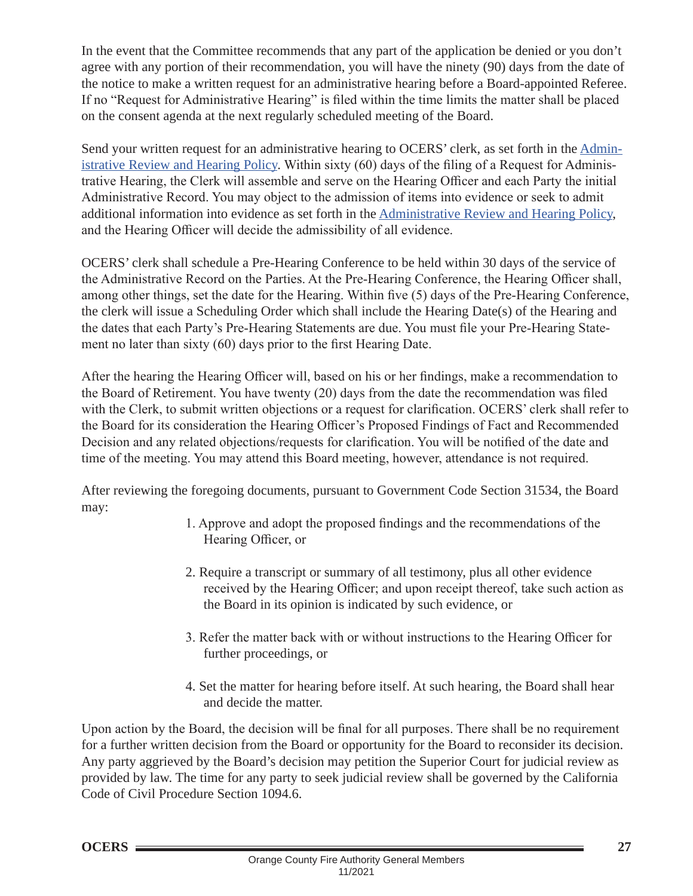In the event that the Committee recommends that any part of the application be denied or you don't agree with any portion of their recommendation, you will have the ninety (90) days from the date of the notice to make a written request for an administrative hearing before a Board-appointed Referee. If no "Request for Administrative Hearing" is filed within the time limits the matter shall be placed on the consent agenda at the next regularly scheduled meeting of the Board.

Send your written request for an administrative hearing to OCERS' clerk, as set forth in the Administrative Review and Hearing Policy. Within sixty (60) days of the filing of a Request for Administrative Hearing, the Clerk will assemble and serve on the Hearing Officer and each Party the initial Administrative Record. You may object to the admission of items into evidence or seek to admit additional information into evidence as set forth in the Administrative Review and Hearing Policy, and the Hearing Officer will decide the admissibility of all evidence.

OCERS' clerk shall schedule a Pre-Hearing Conference to be held within 30 days of the service of the Administrative Record on the Parties. At the Pre-Hearing Conference, the Hearing Officer shall, among other things, set the date for the Hearing. Within five (5) days of the Pre-Hearing Conference, the clerk will issue a Scheduling Order which shall include the Hearing Date(s) of the Hearing and the dates that each Party's Pre-Hearing Statements are due. You must file your Pre-Hearing Statement no later than sixty (60) days prior to the first Hearing Date.

After the hearing the Hearing Officer will, based on his or her findings, make a recommendation to the Board of Retirement. You have twenty (20) days from the date the recommendation was filed with the Clerk, to submit written objections or a request for clarification. OCERS' clerk shall refer to the Board for its consideration the Hearing Officer's Proposed Findings of Fact and Recommended Decision and any related objections/requests for clarification. You will be notified of the date and time of the meeting. You may attend this Board meeting, however, attendance is not required.

After reviewing the foregoing documents, pursuant to Government Code Section 31534, the Board may:

1. Approve and adopt the proposed findings and the recommendations of the Hearing Officer, or

2. Require a transcript or summary of all testimony, plus all other evidence received by the Hearing Officer; and upon receipt thereof, take such action as the Board in its opinion is indicated by such evidence, or

3. Refer the matter back with or without instructions to the Hearing Officer for further proceedings, or

4. Set the matter for hearing before itself. At such hearing, the Board shall hear and decide the matter.

Upon action by the Board, the decision will be final for all purposes. There shall be no requirement for a further written decision from the Board or opportunity for the Board to reconsider its decision. Any party aggrieved by the Board's decision may petition the Superior Court for judicial review as provided by law. The time for any party to seek judicial review shall be governed by the California Code of Civil Procedure Section 1094.6.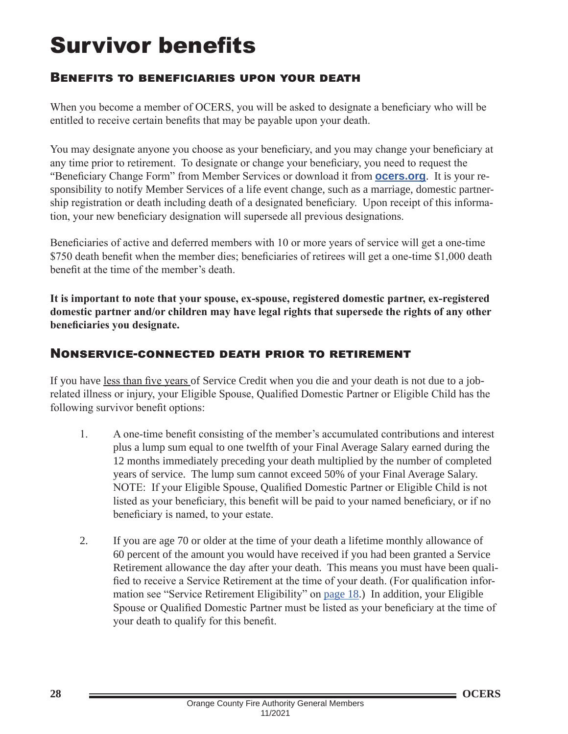# Survivor benefits

## Benefits to beneficiaries upon your death

When you become a member of OCERS, you will be asked to designate a beneficiary who will be entitled to receive certain benefits that may be payable upon your death.

You may designate anyone you choose as your beneficiary, and you may change your beneficiary at any time prior to retirement. To designate or change your beneficiary, you need to request the "Beneficiary Change Form" from Member Services or download it from **ocers.org**. It is your responsibility to notify Member Services of a life event change, such as a marriage, domestic partnership registration or death including death of a designated beneficiary. Upon receipt of this information, your new beneficiary designation will supersede all previous designations.

Beneficiaries of active and deferred members with 10 or more years of service will get a one-time $750 death benefit when the member dies; beneficiaries of retirees will get a one-time $1,000 death benefit at the time of the member's death.

**It is important to note that your spouse, ex-spouse, registered domestic partner, ex-registered domestic partner and/or children may have legal rights that supersede the rights of any other beneficiaries you designate.**

## Nonservice-connected death prior to retirement

If you have less than five years of Service Credit when you die and your death is not due to a job-related illness or injury, your Eligible Spouse, Qualified Domestic Partner or Eligible Child has the following survivor benefit options:

1. A one-time benefit consisting of the member's accumulated contributions and interest plus a lump sum equal to one twelfth of your Final Average Salary earned during the 12 months immediately preceding your death multiplied by the number of completed years of service. The lump sum cannot exceed 50% of your Final Average Salary. NOTE: If your Eligible Spouse, Qualified Domestic Partner or Eligible Child is not listed as your beneficiary, this benefit will be paid to your named beneficiary, or if no beneficiary is named, to your estate.

2. If you are age 70 or older at the time of your death a lifetime monthly allowance of 60 percent of the amount you would have received if you had been granted a Service Retirement allowance the day after your death. This means you must have been qualified to receive a Service Retirement at the time of your death. (For qualification information see "Service Retirement Eligibility" on page 18.) In addition, your Eligible Spouse or Qualified Domestic Partner must be listed as your beneficiary at the time of your death to qualify for this benefit.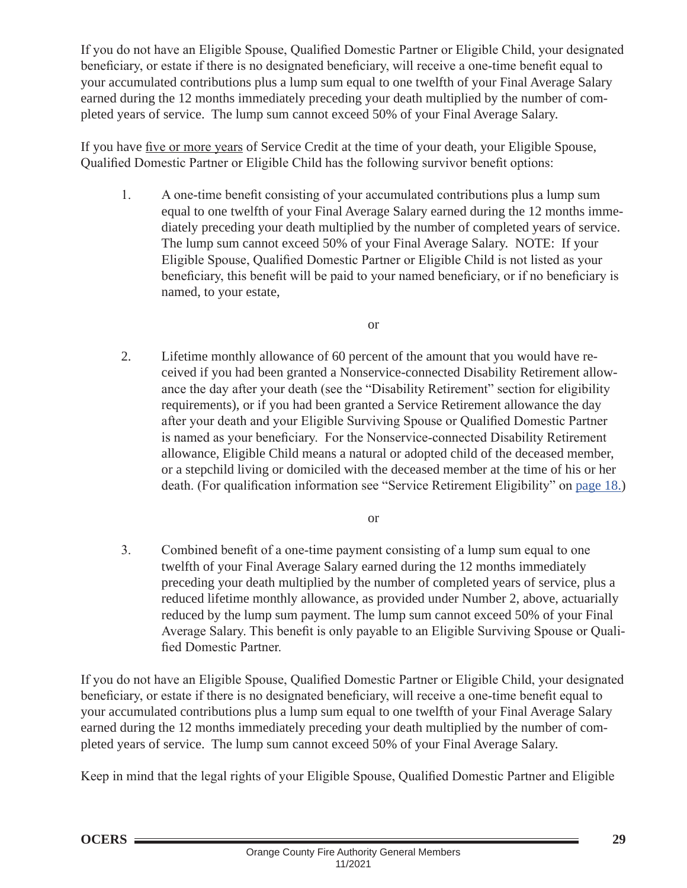If you do not have an Eligible Spouse, Qualified Domestic Partner or Eligible Child, your designated beneficiary, or estate if there is no designated beneficiary, will receive a one-time benefit equal to your accumulated contributions plus a lump sum equal to one twelfth of your Final Average Salary earned during the 12 months immediately preceding your death multiplied by the number of completed years of service. The lump sum cannot exceed 50% of your Final Average Salary.

If you have five or more years of Service Credit at the time of your death, your Eligible Spouse, Qualified Domestic Partner or Eligible Child has the following survivor benefit options:

1. A one-time benefit consisting of your accumulated contributions plus a lump sum equal to one twelfth of your Final Average Salary earned during the 12 months immediately preceding your death multiplied by the number of completed years of service. The lump sum cannot exceed 50% of your Final Average Salary. NOTE: If your Eligible Spouse, Qualified Domestic Partner or Eligible Child is not listed as your beneficiary, this benefit will be paid to your named beneficiary, or if no beneficiary is named, to your estate,

   or

2. Lifetime monthly allowance of 60 percent of the amount that you would have received if you had been granted a Nonservice-connected Disability Retirement allowance the day after your death (see the "Disability Retirement" section for eligibility requirements), or if you had been granted a Service Retirement allowance the day after your death and your Eligible Surviving Spouse or Qualified Domestic Partner is named as your beneficiary. For the Nonservice-connected Disability Retirement allowance, Eligible Child means a natural or adopted child of the deceased member, or a stepchild living or domiciled with the deceased member at the time of his or her death. (For qualification information see "Service Retirement Eligibility" on page 18.)

   or

3. Combined benefit of a one-time payment consisting of a lump sum equal to one twelfth of your Final Average Salary earned during the 12 months immediately preceding your death multiplied by the number of completed years of service, plus a reduced lifetime monthly allowance, as provided under Number 2, above, actuarially reduced by the lump sum payment. The lump sum cannot exceed 50% of your Final Average Salary. This benefit is only payable to an Eligible Surviving Spouse or Qualified Domestic Partner.

If you do not have an Eligible Spouse, Qualified Domestic Partner or Eligible Child, your designated beneficiary, or estate if there is no designated beneficiary, will receive a one-time benefit equal to your accumulated contributions plus a lump sum equal to one twelfth of your Final Average Salary earned during the 12 months immediately preceding your death multiplied by the number of completed years of service. The lump sum cannot exceed 50% of your Final Average Salary.

Keep in mind that the legal rights of your Eligible Spouse, Qualified Domestic Partner and Eligible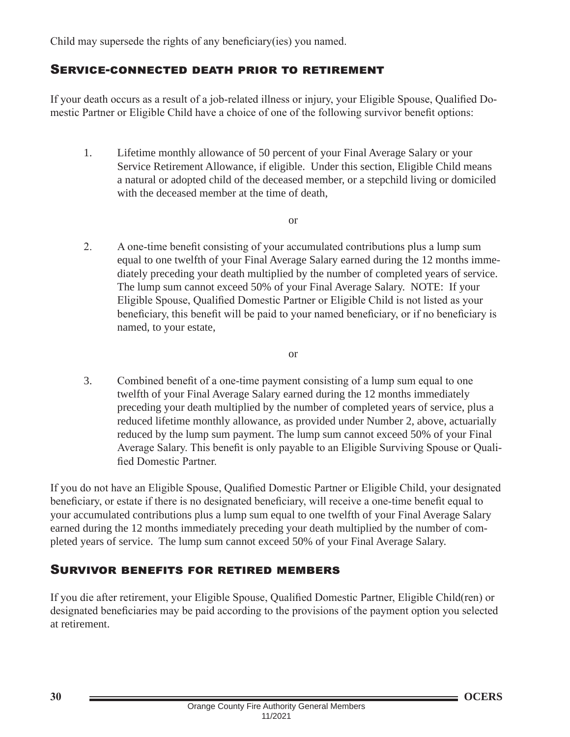Child may supersede the rights of any beneficiary(ies) you named.

## Service-connected death prior to retirement

If your death occurs as a result of a job-related illness or injury, your Eligible Spouse, Qualified Domestic Partner or Eligible Child have a choice of one of the following survivor benefit options:

1. Lifetime monthly allowance of 50 percent of your Final Average Salary or your Service Retirement Allowance, if eligible. Under this section, Eligible Child means a natural or adopted child of the deceased member, or a stepchild living or domiciled with the deceased member at the time of death,

   or

2. A one-time benefit consisting of your accumulated contributions plus a lump sum equal to one twelfth of your Final Average Salary earned during the 12 months immediately preceding your death multiplied by the number of completed years of service. The lump sum cannot exceed 50% of your Final Average Salary. NOTE: If your Eligible Spouse, Qualified Domestic Partner or Eligible Child is not listed as your beneficiary, this benefit will be paid to your named beneficiary, or if no beneficiary is named, to your estate,

   or

3. Combined benefit of a one-time payment consisting of a lump sum equal to one twelfth of your Final Average Salary earned during the 12 months immediately preceding your death multiplied by the number of completed years of service, plus a reduced lifetime monthly allowance, as provided under Number 2, above, actuarially reduced by the lump sum payment. The lump sum cannot exceed 50% of your Final Average Salary. This benefit is only payable to an Eligible Surviving Spouse or Qualified Domestic Partner.

If you do not have an Eligible Spouse, Qualified Domestic Partner or Eligible Child, your designated beneficiary, or estate if there is no designated beneficiary, will receive a one-time benefit equal to your accumulated contributions plus a lump sum equal to one twelfth of your Final Average Salary earned during the 12 months immediately preceding your death multiplied by the number of completed years of service. The lump sum cannot exceed 50% of your Final Average Salary.

## Survivor benefits for retired members

If you die after retirement, your Eligible Spouse, Qualified Domestic Partner, Eligible Child(ren) or designated beneficiaries may be paid according to the provisions of the payment option you selected at retirement.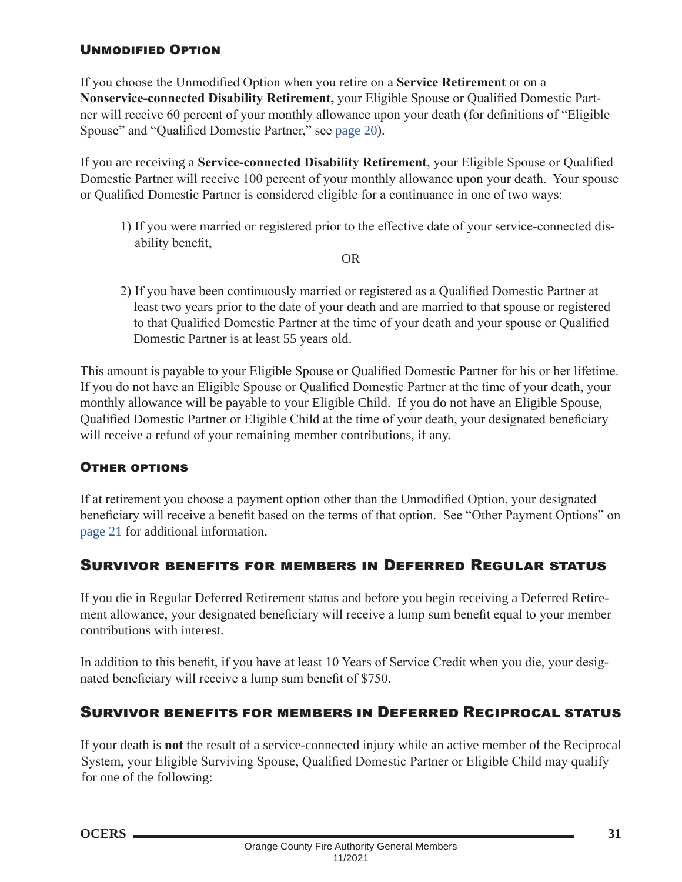### Unmodified Option

If you choose the Unmodified Option when you retire on a **Service Retirement** or on a **Nonservice-connected Disability Retirement,** your Eligible Spouse or Qualified Domestic Partner will receive 60 percent of your monthly allowance upon your death (for definitions of "Eligible Spouse" and "Qualified Domestic Partner," see page 20).

If you are receiving a **Service-connected Disability Retirement**, your Eligible Spouse or Qualified Domestic Partner will receive 100 percent of your monthly allowance upon your death. Your spouse or Qualified Domestic Partner is considered eligible for a continuance in one of two ways:

1) If you were married or registered prior to the effective date of your service-connected disability benefit,

OR

2) If you have been continuously married or registered as a Qualified Domestic Partner at least two years prior to the date of your death and are married to that spouse or registered to that Qualified Domestic Partner at the time of your death and your spouse or Qualified Domestic Partner is at least 55 years old.

This amount is payable to your Eligible Spouse or Qualified Domestic Partner for his or her lifetime. If you do not have an Eligible Spouse or Qualified Domestic Partner at the time of your death, your monthly allowance will be payable to your Eligible Child. If you do not have an Eligible Spouse, Qualified Domestic Partner or Eligible Child at the time of your death, your designated beneficiary will receive a refund of your remaining member contributions, if any.

### Other options

If at retirement you choose a payment option other than the Unmodified Option, your designated beneficiary will receive a benefit based on the terms of that option. See "Other Payment Options" on page 21 for additional information.

## Survivor benefits for members in Deferred Regular status

If you die in Regular Deferred Retirement status and before you begin receiving a Deferred Retirement allowance, your designated beneficiary will receive a lump sum benefit equal to your member contributions with interest.

In addition to this benefit, if you have at least 10 Years of Service Credit when you die, your designated beneficiary will receive a lump sum benefit of $750.

## Survivor benefits for members in Deferred Reciprocal status

If your death is **not** the result of a service-connected injury while an active member of the Reciprocal System, your Eligible Surviving Spouse, Qualified Domestic Partner or Eligible Child may qualify for one of the following: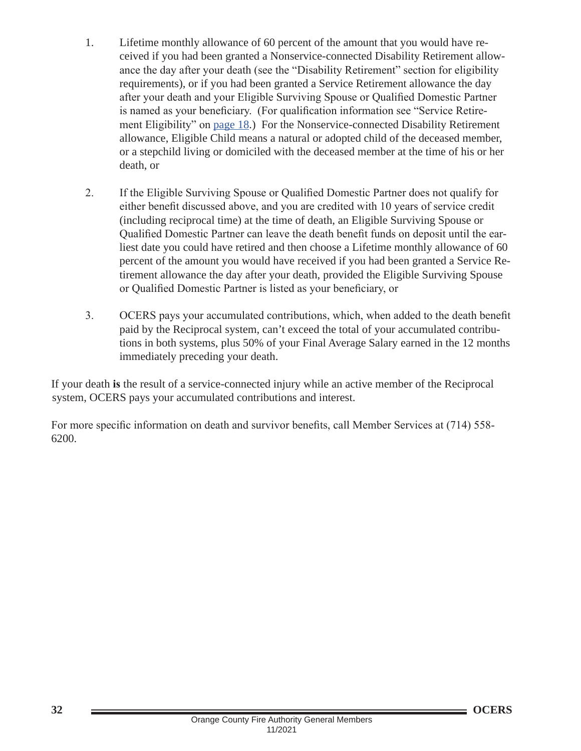1. Lifetime monthly allowance of 60 percent of the amount that you would have received if you had been granted a Nonservice-connected Disability Retirement allowance the day after your death (see the "Disability Retirement" section for eligibility requirements), or if you had been granted a Service Retirement allowance the day after your death and your Eligible Surviving Spouse or Qualified Domestic Partner is named as your beneficiary. (For qualification information see "Service Retirement Eligibility" on page 18.) For the Nonservice-connected Disability Retirement allowance, Eligible Child means a natural or adopted child of the deceased member, or a stepchild living or domiciled with the deceased member at the time of his or her death, or

2. If the Eligible Surviving Spouse or Qualified Domestic Partner does not qualify for either benefit discussed above, and you are credited with 10 years of service credit (including reciprocal time) at the time of death, an Eligible Surviving Spouse or Qualified Domestic Partner can leave the death benefit funds on deposit until the earliest date you could have retired and then choose a Lifetime monthly allowance of 60 percent of the amount you would have received if you had been granted a Service Retirement allowance the day after your death, provided the Eligible Surviving Spouse or Qualified Domestic Partner is listed as your beneficiary, or

3. OCERS pays your accumulated contributions, which, when added to the death benefit paid by the Reciprocal system, can't exceed the total of your accumulated contributions in both systems, plus 50% of your Final Average Salary earned in the 12 months immediately preceding your death.

If your death **is** the result of a service-connected injury while an active member of the Reciprocal system, OCERS pays your accumulated contributions and interest.

For more specific information on death and survivor benefits, call Member Services at (714) 558-6200.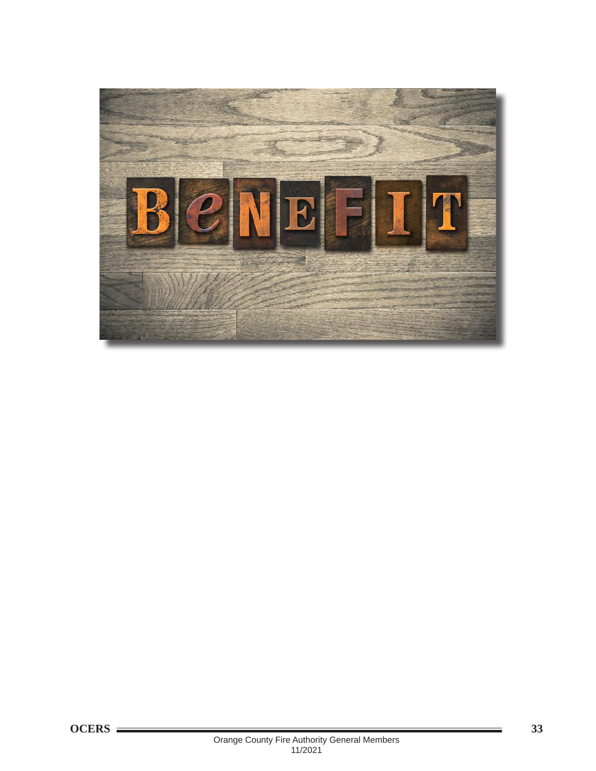BeNEFIT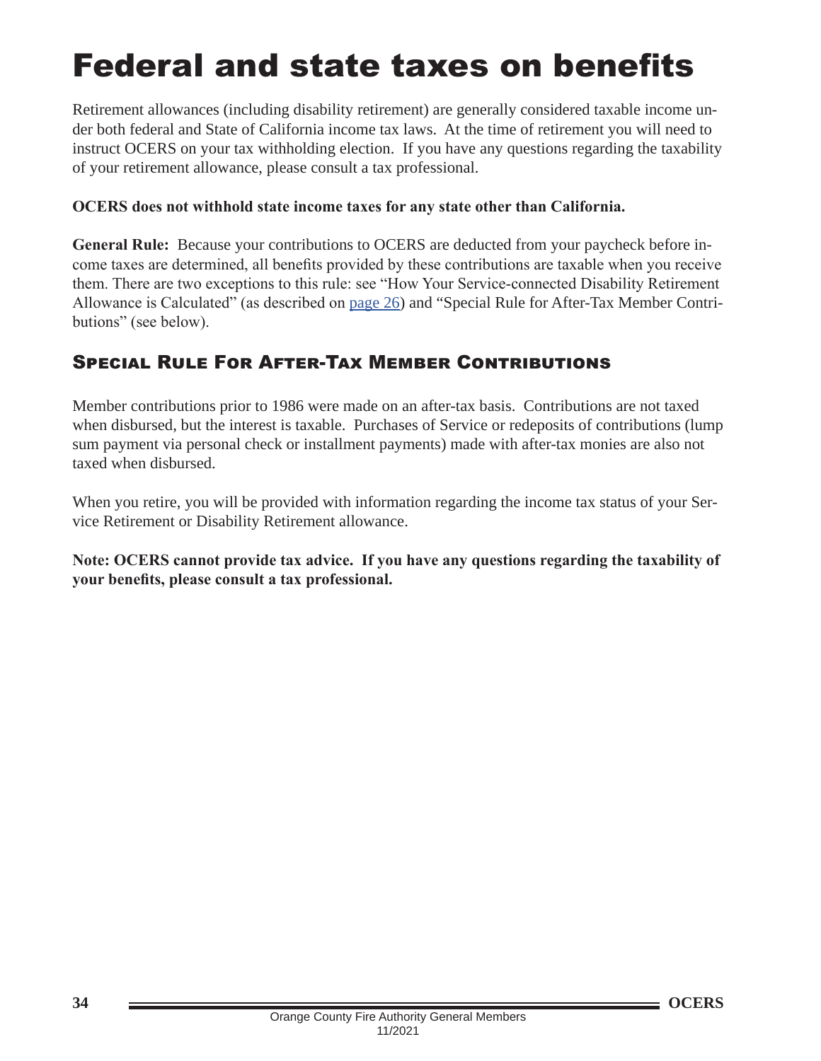# Federal and state taxes on benefits

Retirement allowances (including disability retirement) are generally considered taxable income under both federal and State of California income tax laws. At the time of retirement you will need to instruct OCERS on your tax withholding election. If you have any questions regarding the taxability of your retirement allowance, please consult a tax professional.

**OCERS does not withhold state income taxes for any state other than California.**

**General Rule:** Because your contributions to OCERS are deducted from your paycheck before income taxes are determined, all benefits provided by these contributions are taxable when you receive them. There are two exceptions to this rule: see "How Your Service-connected Disability Retirement Allowance is Calculated" (as described on page 26) and "Special Rule for After-Tax Member Contributions" (see below).

## Special Rule For After-Tax Member Contributions

Member contributions prior to 1986 were made on an after-tax basis. Contributions are not taxed when disbursed, but the interest is taxable. Purchases of Service or redeposits of contributions (lump sum payment via personal check or installment payments) made with after-tax monies are also not taxed when disbursed.

When you retire, you will be provided with information regarding the income tax status of your Service Retirement or Disability Retirement allowance.

**Note: OCERS cannot provide tax advice. If you have any questions regarding the taxability of your benefits, please consult a tax professional.**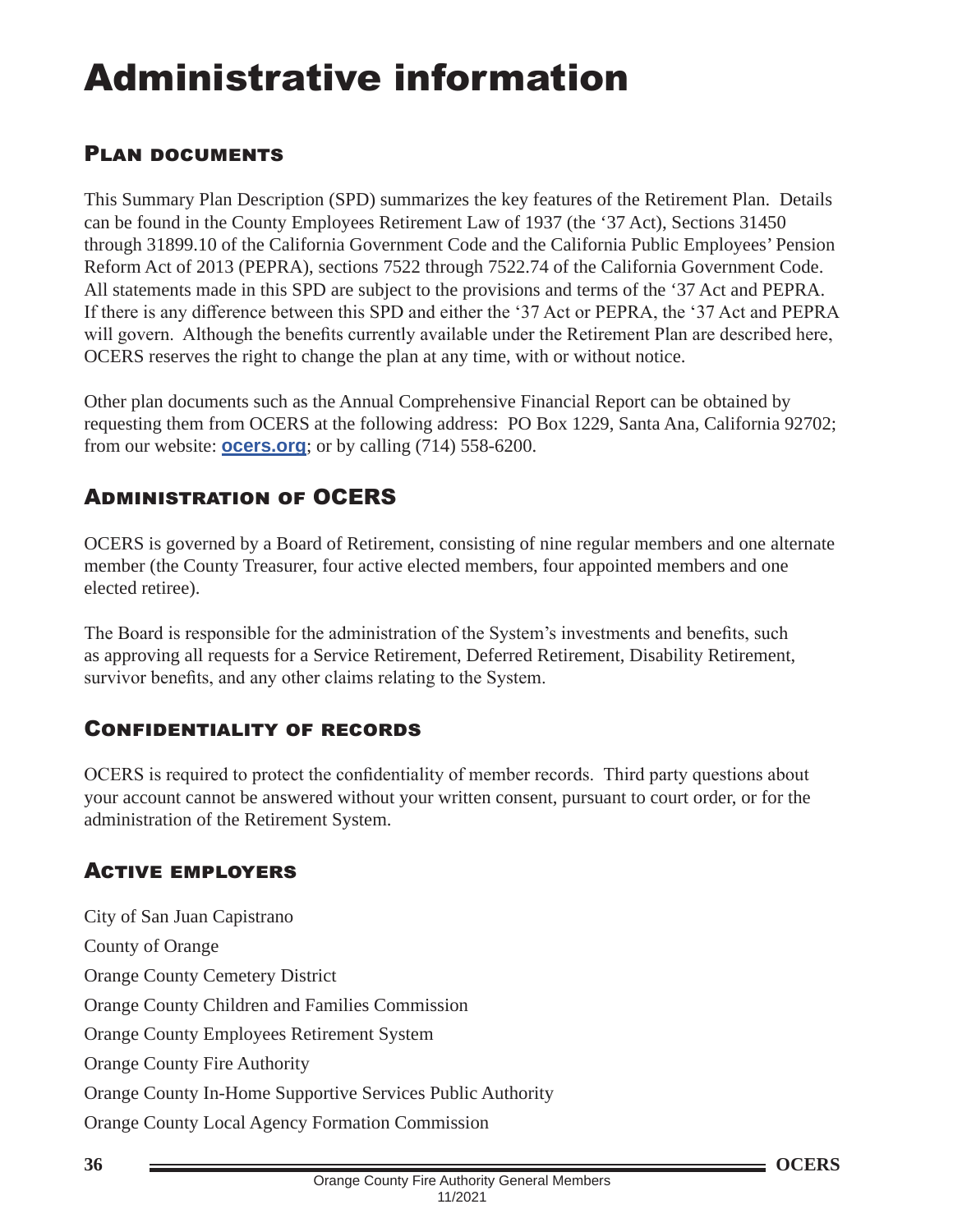# Administrative information

## Plan documents

This Summary Plan Description (SPD) summarizes the key features of the Retirement Plan. Details can be found in the County Employees Retirement Law of 1937 (the '37 Act), Sections 31450 through 31899.10 of the California Government Code and the California Public Employees' Pension Reform Act of 2013 (PEPRA), sections 7522 through 7522.74 of the California Government Code. All statements made in this SPD are subject to the provisions and terms of the '37 Act and PEPRA. If there is any difference between this SPD and either the '37 Act or PEPRA, the '37 Act and PEPRA will govern. Although the benefits currently available under the Retirement Plan are described here, OCERS reserves the right to change the plan at any time, with or without notice.

Other plan documents such as the Annual Comprehensive Financial Report can be obtained by requesting them from OCERS at the following address: PO Box 1229, Santa Ana, California 92702; from our website: **ocers.org**; or by calling (714) 558-6200.

## Administration of OCERS

OCERS is governed by a Board of Retirement, consisting of nine regular members and one alternate member (the County Treasurer, four active elected members, four appointed members and one elected retiree).

The Board is responsible for the administration of the System's investments and benefits, such as approving all requests for a Service Retirement, Deferred Retirement, Disability Retirement, survivor benefits, and any other claims relating to the System.

## Confidentiality of records

OCERS is required to protect the confidentiality of member records. Third party questions about your account cannot be answered without your written consent, pursuant to court order, or for the administration of the Retirement System.

## Active employers

City of San Juan Capistrano

County of Orange

Orange County Cemetery District

Orange County Children and Families Commission

Orange County Employees Retirement System

Orange County Fire Authority

Orange County In-Home Supportive Services Public Authority

Orange County Local Agency Formation Commission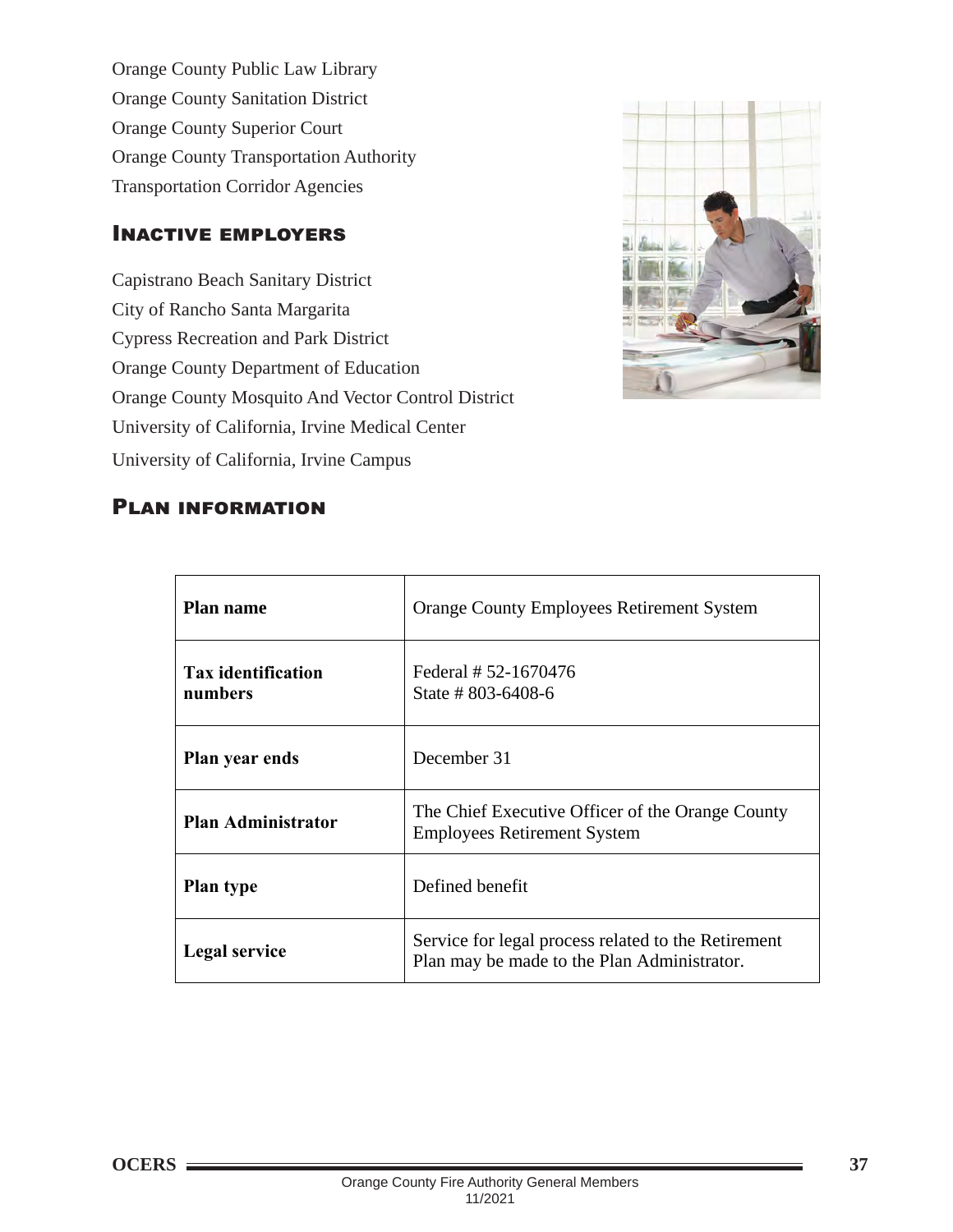Orange County Public Law Library
Orange County Sanitation District
Orange County Superior Court
Orange County Transportation Authority
Transportation Corridor Agencies

## Inactive employers

Capistrano Beach Sanitary District
City of Rancho Santa Margarita
Cypress Recreation and Park District
Orange County Department of Education
Orange County Mosquito And Vector Control District
University of California, Irvine Medical Center
University of California, Irvine Campus

## Plan information

| | |
|---|---|
| **Plan name** | Orange County Employees Retirement System |
| **Tax identification numbers** | Federal # 52-1670476<br>State # 803-6408-6 |
| **Plan year ends** | December 31 |
| **Plan Administrator** | The Chief Executive Officer of the Orange County Employees Retirement System |
| **Plan type** | Defined benefit |
| **Legal service** | Service for legal process related to the Retirement Plan may be made to the Plan Administrator. |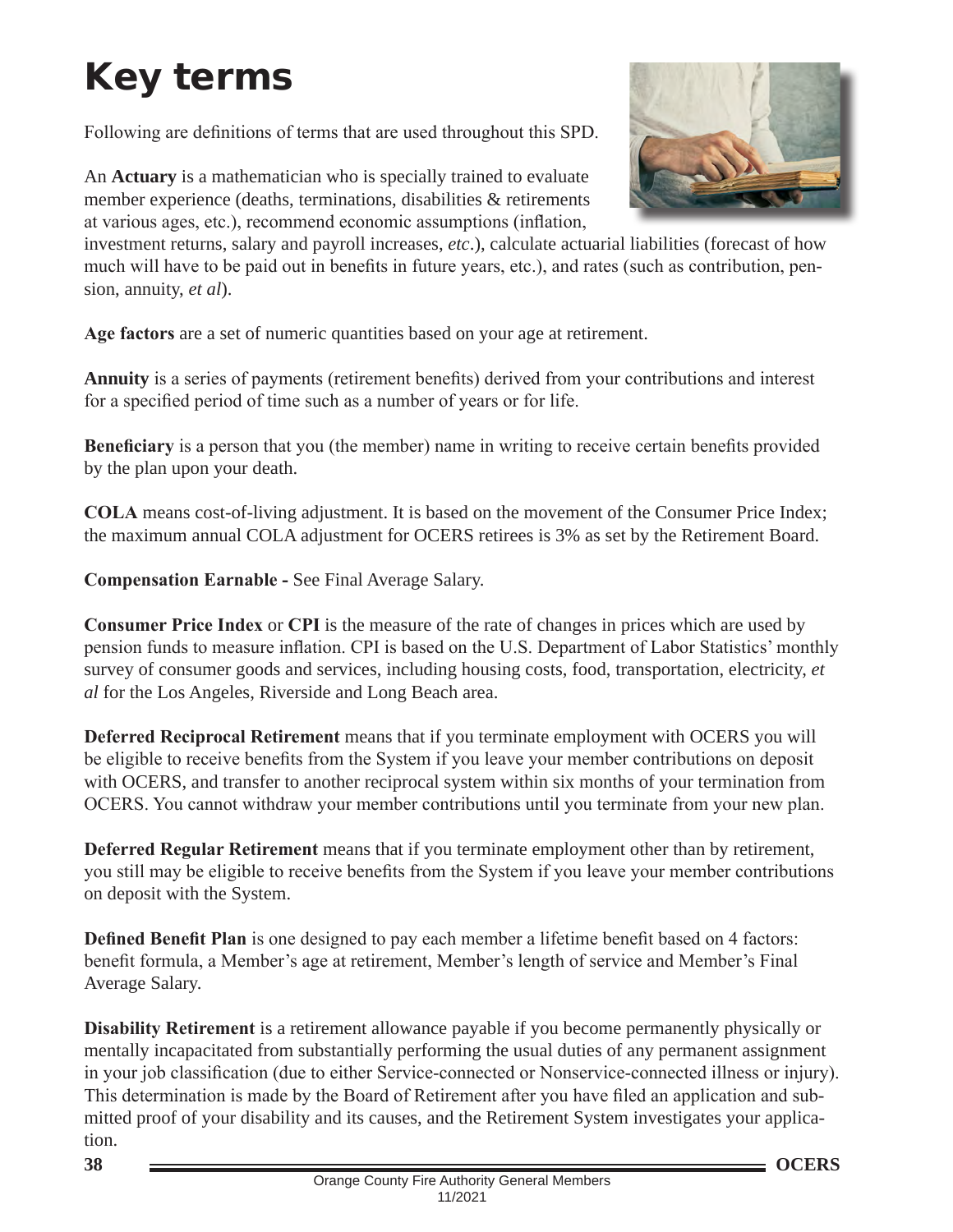# Key terms

Following are definitions of terms that are used throughout this SPD.

An **Actuary** is a mathematician who is specially trained to evaluate member experience (deaths, terminations, disabilities & retirements at various ages, etc.), recommend economic assumptions (inflation, investment returns, salary and payroll increases, *etc*.), calculate actuarial liabilities (forecast of how much will have to be paid out in benefits in future years, etc.), and rates (such as contribution, pension, annuity, *et al*).

**Age factors** are a set of numeric quantities based on your age at retirement.

**Annuity** is a series of payments (retirement benefits) derived from your contributions and interest for a specified period of time such as a number of years or for life.

**Beneficiary** is a person that you (the member) name in writing to receive certain benefits provided by the plan upon your death.

**COLA** means cost-of-living adjustment. It is based on the movement of the Consumer Price Index; the maximum annual COLA adjustment for OCERS retirees is 3% as set by the Retirement Board.

**Compensation Earnable -** See Final Average Salary.

**Consumer Price Index** or **CPI** is the measure of the rate of changes in prices which are used by pension funds to measure inflation. CPI is based on the U.S. Department of Labor Statistics' monthly survey of consumer goods and services, including housing costs, food, transportation, electricity, *et al* for the Los Angeles, Riverside and Long Beach area.

**Deferred Reciprocal Retirement** means that if you terminate employment with OCERS you will be eligible to receive benefits from the System if you leave your member contributions on deposit with OCERS, and transfer to another reciprocal system within six months of your termination from OCERS. You cannot withdraw your member contributions until you terminate from your new plan.

**Deferred Regular Retirement** means that if you terminate employment other than by retirement, you still may be eligible to receive benefits from the System if you leave your member contributions on deposit with the System.

**Defined Benefit Plan** is one designed to pay each member a lifetime benefit based on 4 factors: benefit formula, a Member's age at retirement, Member's length of service and Member's Final Average Salary.

**Disability Retirement** is a retirement allowance payable if you become permanently physically or mentally incapacitated from substantially performing the usual duties of any permanent assignment in your job classification (due to either Service-connected or Nonservice-connected illness or injury). This determination is made by the Board of Retirement after you have filed an application and submitted proof of your disability and its causes, and the Retirement System investigates your application.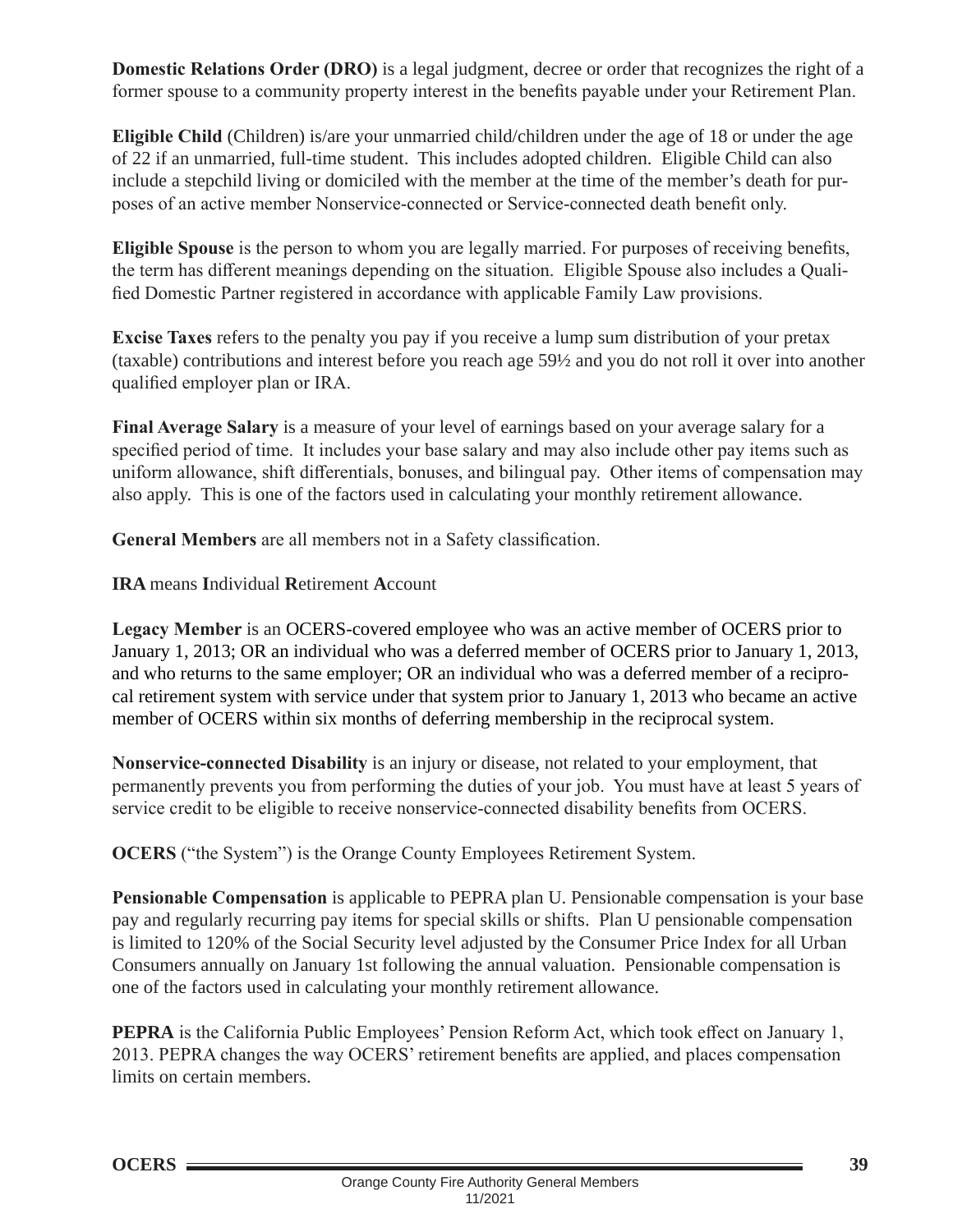**Domestic Relations Order (DRO)** is a legal judgment, decree or order that recognizes the right of a former spouse to a community property interest in the benefits payable under your Retirement Plan.

**Eligible Child** (Children) is/are your unmarried child/children under the age of 18 or under the age of 22 if an unmarried, full-time student. This includes adopted children. Eligible Child can also include a stepchild living or domiciled with the member at the time of the member's death for purposes of an active member Nonservice-connected or Service-connected death benefit only.

**Eligible Spouse** is the person to whom you are legally married. For purposes of receiving benefits, the term has different meanings depending on the situation. Eligible Spouse also includes a Qualified Domestic Partner registered in accordance with applicable Family Law provisions.

**Excise Taxes** refers to the penalty you pay if you receive a lump sum distribution of your pretax (taxable) contributions and interest before you reach age 59½ and you do not roll it over into another qualified employer plan or IRA.

**Final Average Salary** is a measure of your level of earnings based on your average salary for a specified period of time. It includes your base salary and may also include other pay items such as uniform allowance, shift differentials, bonuses, and bilingual pay. Other items of compensation may also apply. This is one of the factors used in calculating your monthly retirement allowance.

**General Members** are all members not in a Safety classification.

**IRA** means **I**ndividual **R**etirement **A**ccount

**Legacy Member** is an OCERS-covered employee who was an active member of OCERS prior to January 1, 2013; OR an individual who was a deferred member of OCERS prior to January 1, 2013, and who returns to the same employer; OR an individual who was a deferred member of a reciprocal retirement system with service under that system prior to January 1, 2013 who became an active member of OCERS within six months of deferring membership in the reciprocal system.

**Nonservice-connected Disability** is an injury or disease, not related to your employment, that permanently prevents you from performing the duties of your job. You must have at least 5 years of service credit to be eligible to receive nonservice-connected disability benefits from OCERS.

**OCERS** ("the System") is the Orange County Employees Retirement System.

**Pensionable Compensation** is applicable to PEPRA plan U. Pensionable compensation is your base pay and regularly recurring pay items for special skills or shifts. Plan U pensionable compensation is limited to 120% of the Social Security level adjusted by the Consumer Price Index for all Urban Consumers annually on January 1st following the annual valuation. Pensionable compensation is one of the factors used in calculating your monthly retirement allowance.

**PEPRA** is the California Public Employees' Pension Reform Act, which took effect on January 1, 2013. PEPRA changes the way OCERS' retirement benefits are applied, and places compensation limits on certain members.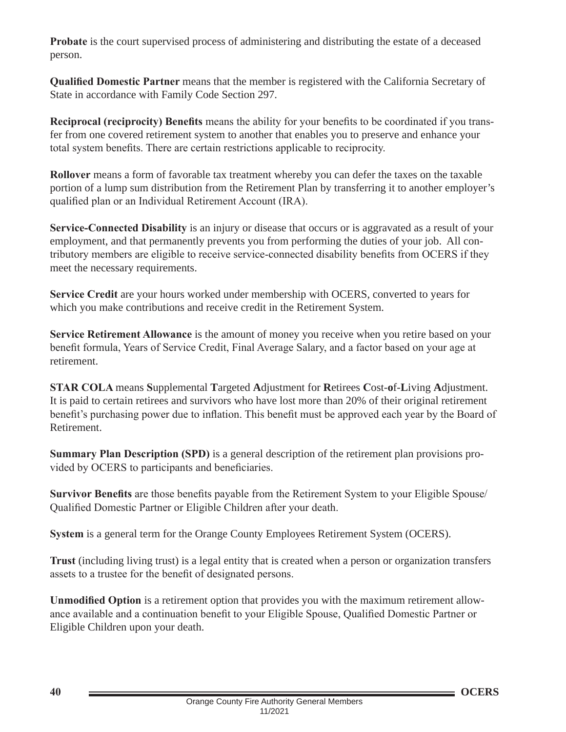**Probate** is the court supervised process of administering and distributing the estate of a deceased person.

**Qualified Domestic Partner** means that the member is registered with the California Secretary of State in accordance with Family Code Section 297.

**Reciprocal (reciprocity) Benefits** means the ability for your benefits to be coordinated if you transfer from one covered retirement system to another that enables you to preserve and enhance your total system benefits. There are certain restrictions applicable to reciprocity.

**Rollover** means a form of favorable tax treatment whereby you can defer the taxes on the taxable portion of a lump sum distribution from the Retirement Plan by transferring it to another employer's qualified plan or an Individual Retirement Account (IRA).

**Service-Connected Disability** is an injury or disease that occurs or is aggravated as a result of your employment, and that permanently prevents you from performing the duties of your job. All contributory members are eligible to receive service-connected disability benefits from OCERS if they meet the necessary requirements.

**Service Credit** are your hours worked under membership with OCERS, converted to years for which you make contributions and receive credit in the Retirement System.

**Service Retirement Allowance** is the amount of money you receive when you retire based on your benefit formula, Years of Service Credit, Final Average Salary, and a factor based on your age at retirement.

**STAR COLA** means **S**upplemental **T**argeted **A**djustment for **R**etirees **C**ost-**o**f-**L**iving **A**djustment. It is paid to certain retirees and survivors who have lost more than 20% of their original retirement benefit's purchasing power due to inflation. This benefit must be approved each year by the Board of Retirement.

**Summary Plan Description (SPD)** is a general description of the retirement plan provisions provided by OCERS to participants and beneficiaries.

**Survivor Benefits** are those benefits payable from the Retirement System to your Eligible Spouse/ Qualified Domestic Partner or Eligible Children after your death.

**System** is a general term for the Orange County Employees Retirement System (OCERS).

**Trust** (including living trust) is a legal entity that is created when a person or organization transfers assets to a trustee for the benefit of designated persons.

**Unmodified Option** is a retirement option that provides you with the maximum retirement allowance available and a continuation benefit to your Eligible Spouse, Qualified Domestic Partner or Eligible Children upon your death.